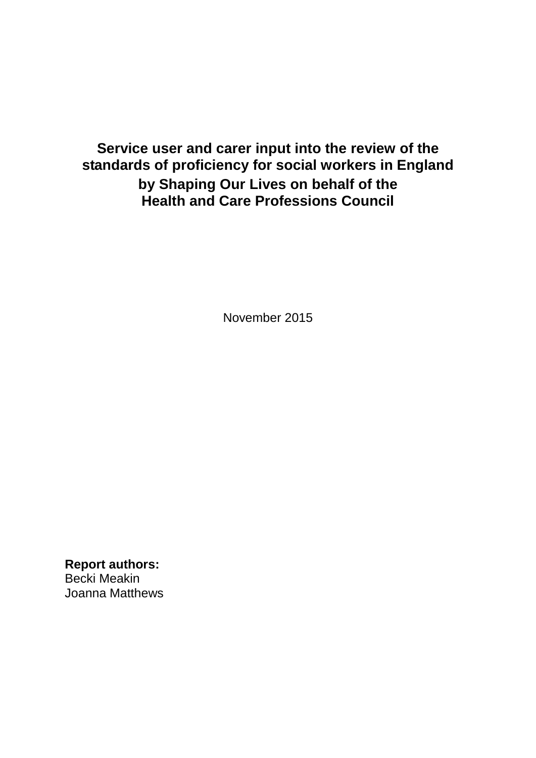# Service user and carer input into the review of the standards of proficiency for social workers in England by Shaping Our Lives on behalf of the Health and Care Professions Council

November 2015

**Report authors:**
Becki Meakin
Joanna Matthews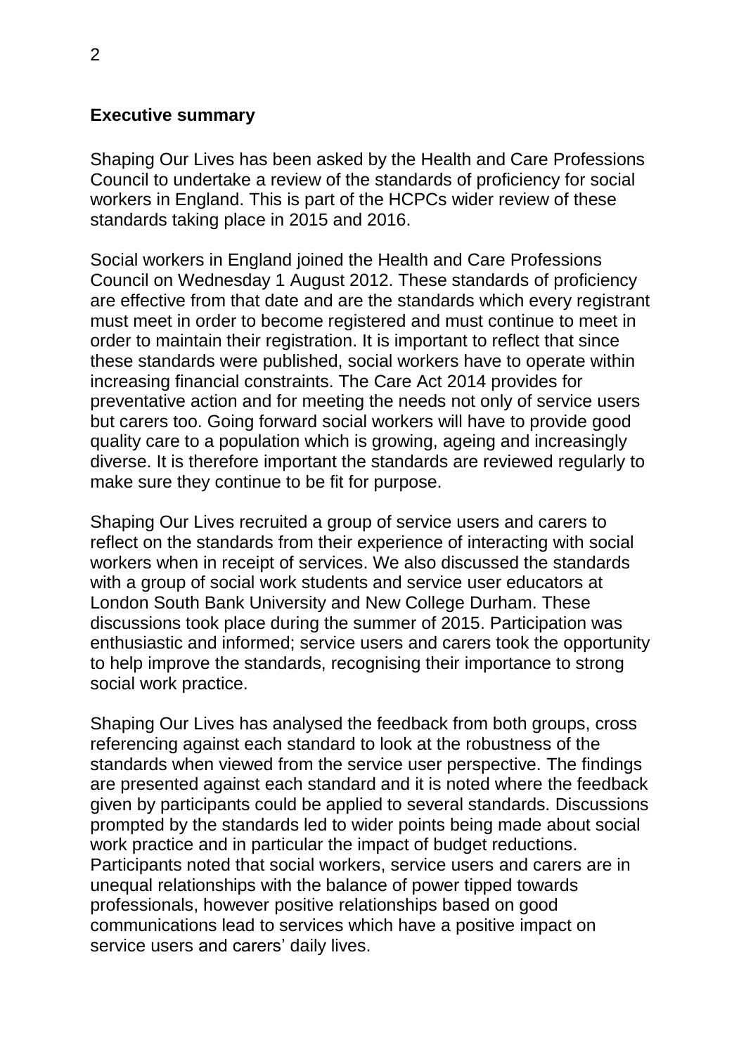## Executive summary

Shaping Our Lives has been asked by the Health and Care Professions Council to undertake a review of the standards of proficiency for social workers in England. This is part of the HCPCs wider review of these standards taking place in 2015 and 2016.

Social workers in England joined the Health and Care Professions Council on Wednesday 1 August 2012. These standards of proficiency are effective from that date and are the standards which every registrant must meet in order to become registered and must continue to meet in order to maintain their registration. It is important to reflect that since these standards were published, social workers have to operate within increasing financial constraints. The Care Act 2014 provides for preventative action and for meeting the needs not only of service users but carers too. Going forward social workers will have to provide good quality care to a population which is growing, ageing and increasingly diverse. It is therefore important the standards are reviewed regularly to make sure they continue to be fit for purpose.

Shaping Our Lives recruited a group of service users and carers to reflect on the standards from their experience of interacting with social workers when in receipt of services. We also discussed the standards with a group of social work students and service user educators at London South Bank University and New College Durham. These discussions took place during the summer of 2015. Participation was enthusiastic and informed; service users and carers took the opportunity to help improve the standards, recognising their importance to strong social work practice.

Shaping Our Lives has analysed the feedback from both groups, cross referencing against each standard to look at the robustness of the standards when viewed from the service user perspective. The findings are presented against each standard and it is noted where the feedback given by participants could be applied to several standards. Discussions prompted by the standards led to wider points being made about social work practice and in particular the impact of budget reductions. Participants noted that social workers, service users and carers are in unequal relationships with the balance of power tipped towards professionals, however positive relationships based on good communications lead to services which have a positive impact on service users and carers' daily lives.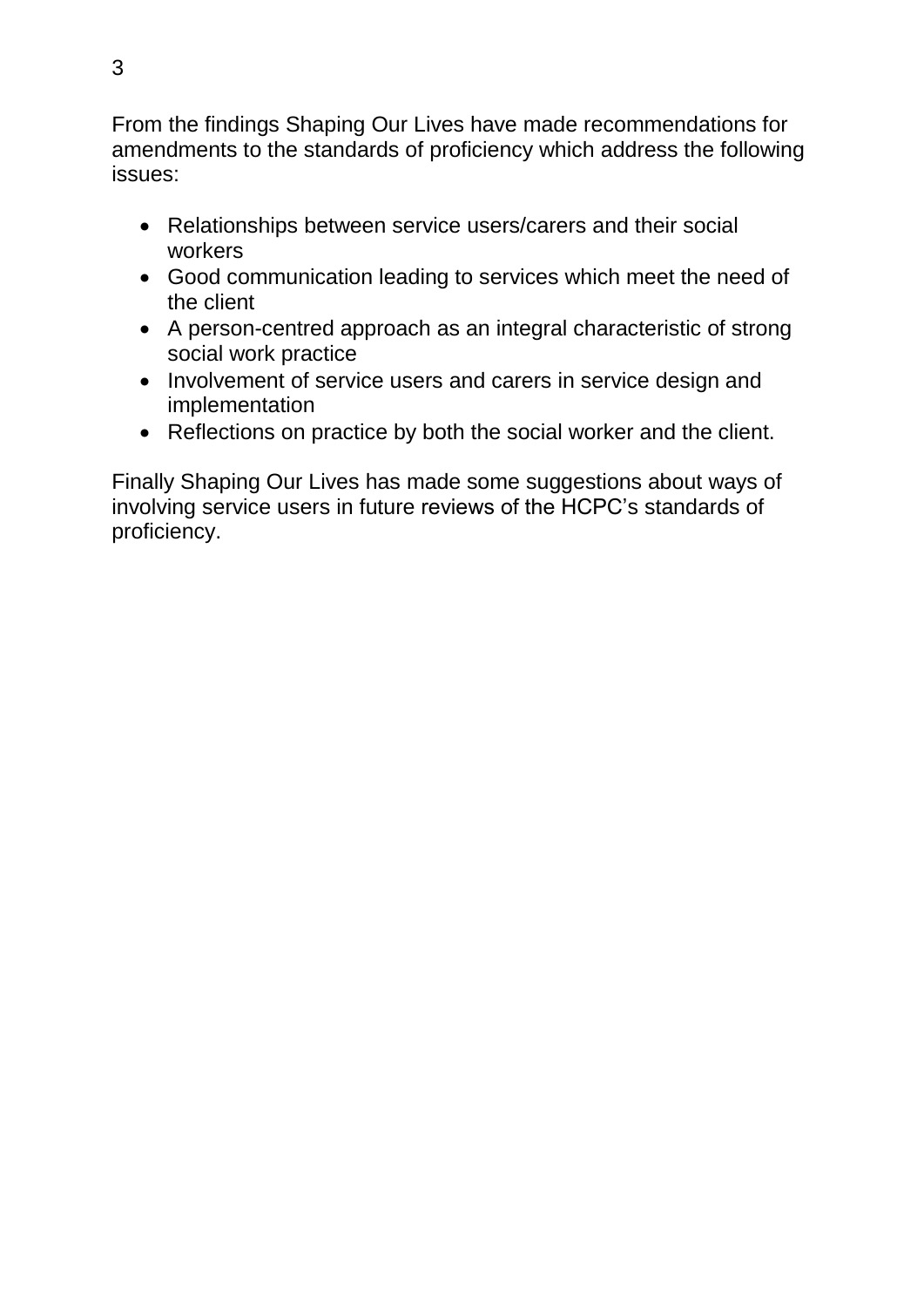From the findings Shaping Our Lives have made recommendations for amendments to the standards of proficiency which address the following issues:

- Relationships between service users/carers and their social workers
- Good communication leading to services which meet the need of the client
- A person-centred approach as an integral characteristic of strong social work practice
- Involvement of service users and carers in service design and implementation
- Reflections on practice by both the social worker and the client.

Finally Shaping Our Lives has made some suggestions about ways of involving service users in future reviews of the HCPC's standards of proficiency.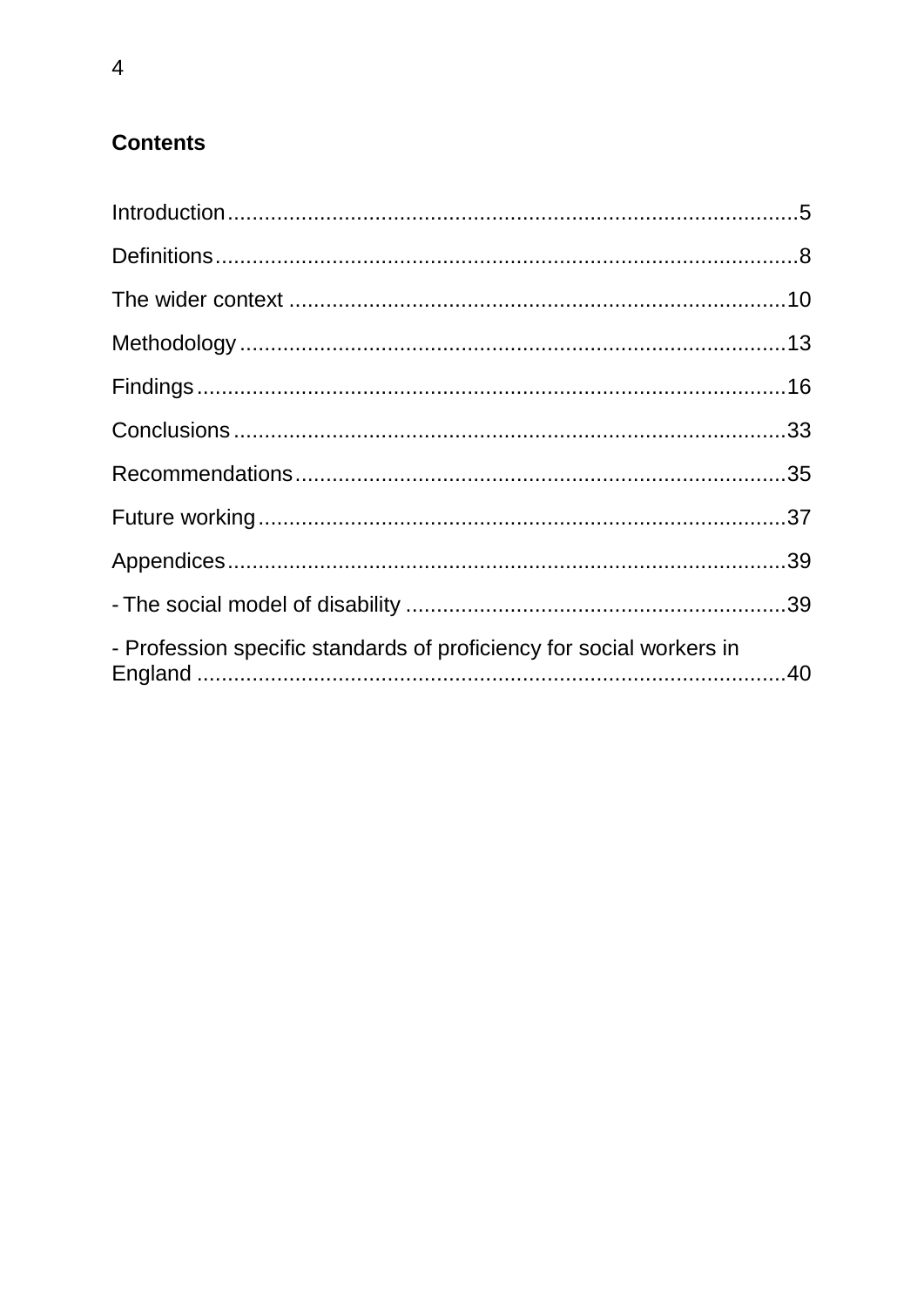## Contents

Introduction............................................................................................5

Definitions...............................................................................................8

The wider context .................................................................................10

Methodology.........................................................................................13

Findings.................................................................................................16

Conclusions..........................................................................................33

Recommendations................................................................................35

Future working......................................................................................37

Appendices...........................................................................................39

- The social model of disability ..............................................................39

- Profession specific standards of proficiency for social workers in England .................................................................................................40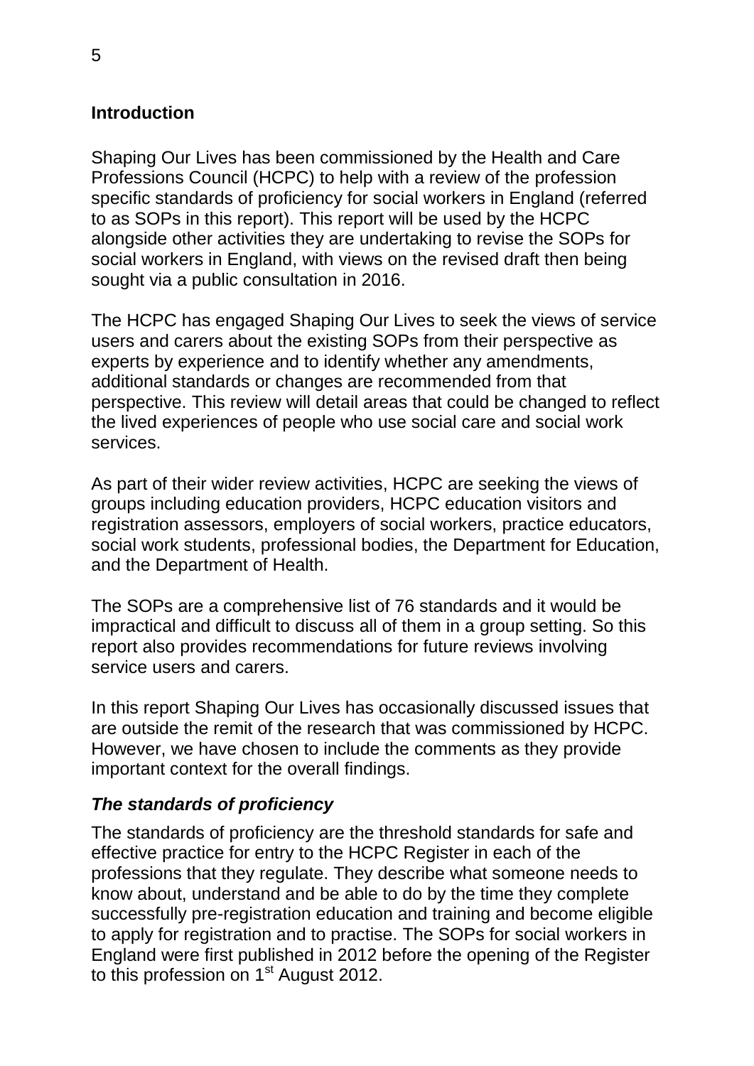## Introduction

Shaping Our Lives has been commissioned by the Health and Care Professions Council (HCPC) to help with a review of the profession specific standards of proficiency for social workers in England (referred to as SOPs in this report). This report will be used by the HCPC alongside other activities they are undertaking to revise the SOPs for social workers in England, with views on the revised draft then being sought via a public consultation in 2016.

The HCPC has engaged Shaping Our Lives to seek the views of service users and carers about the existing SOPs from their perspective as experts by experience and to identify whether any amendments, additional standards or changes are recommended from that perspective. This review will detail areas that could be changed to reflect the lived experiences of people who use social care and social work services.

As part of their wider review activities, HCPC are seeking the views of groups including education providers, HCPC education visitors and registration assessors, employers of social workers, practice educators, social work students, professional bodies, the Department for Education, and the Department of Health.

The SOPs are a comprehensive list of 76 standards and it would be impractical and difficult to discuss all of them in a group setting. So this report also provides recommendations for future reviews involving service users and carers.

In this report Shaping Our Lives has occasionally discussed issues that are outside the remit of the research that was commissioned by HCPC. However, we have chosen to include the comments as they provide important context for the overall findings.

### *The standards of proficiency*

The standards of proficiency are the threshold standards for safe and effective practice for entry to the HCPC Register in each of the professions that they regulate. They describe what someone needs to know about, understand and be able to do by the time they complete successfully pre-registration education and training and become eligible to apply for registration and to practise. The SOPs for social workers in England were first published in 2012 before the opening of the Register to this profession on 1st August 2012.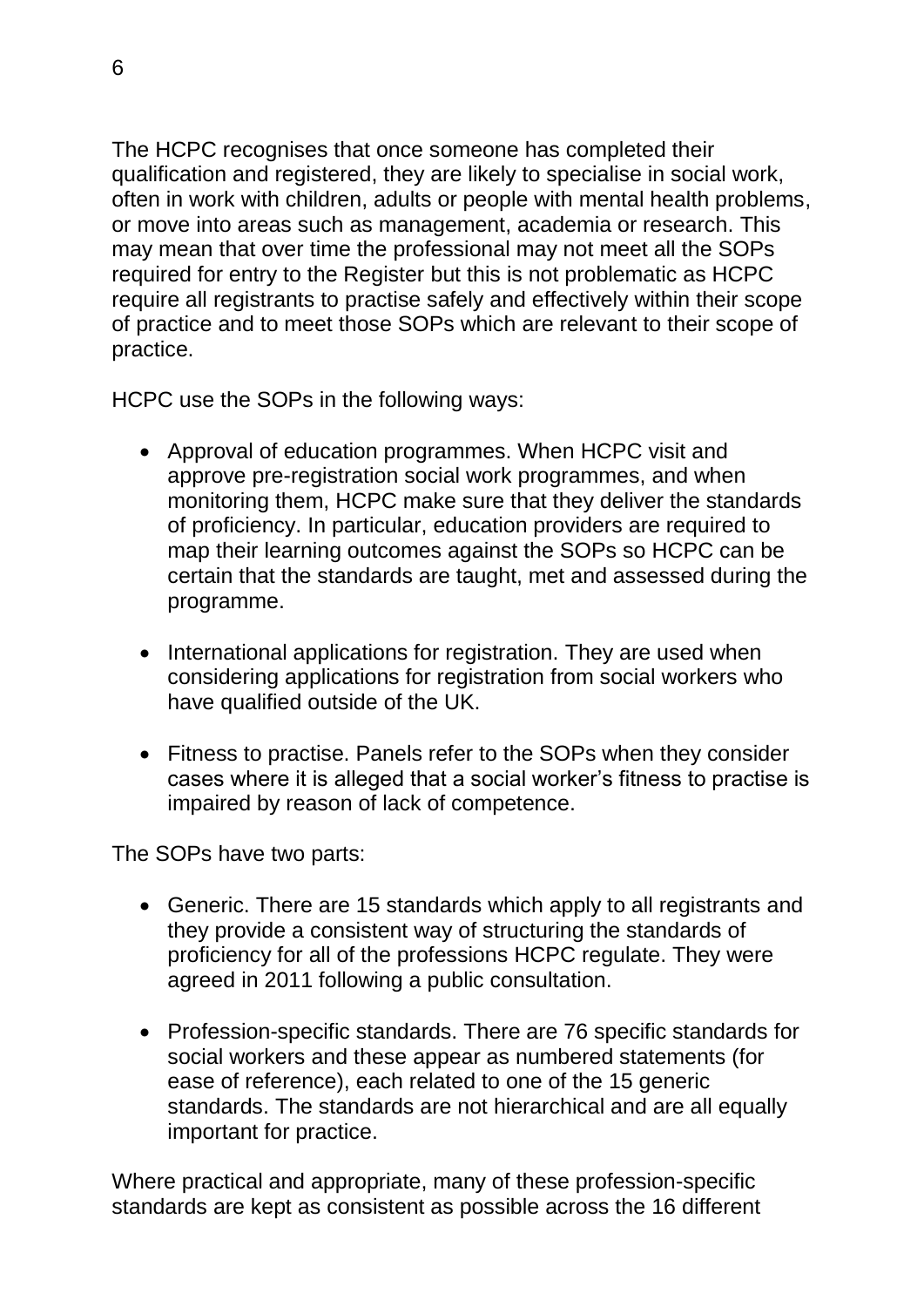The HCPC recognises that once someone has completed their qualification and registered, they are likely to specialise in social work, often in work with children, adults or people with mental health problems, or move into areas such as management, academia or research. This may mean that over time the professional may not meet all the SOPs required for entry to the Register but this is not problematic as HCPC require all registrants to practise safely and effectively within their scope of practice and to meet those SOPs which are relevant to their scope of practice.

HCPC use the SOPs in the following ways:

- Approval of education programmes. When HCPC visit and approve pre-registration social work programmes, and when monitoring them, HCPC make sure that they deliver the standards of proficiency. In particular, education providers are required to map their learning outcomes against the SOPs so HCPC can be certain that the standards are taught, met and assessed during the programme.

- International applications for registration. They are used when considering applications for registration from social workers who have qualified outside of the UK.

- Fitness to practise. Panels refer to the SOPs when they consider cases where it is alleged that a social worker's fitness to practise is impaired by reason of lack of competence.

The SOPs have two parts:

- Generic. There are 15 standards which apply to all registrants and they provide a consistent way of structuring the standards of proficiency for all of the professions HCPC regulate. They were agreed in 2011 following a public consultation.

- Profession-specific standards. There are 76 specific standards for social workers and these appear as numbered statements (for ease of reference), each related to one of the 15 generic standards. The standards are not hierarchical and are all equally important for practice.

Where practical and appropriate, many of these profession-specific standards are kept as consistent as possible across the 16 different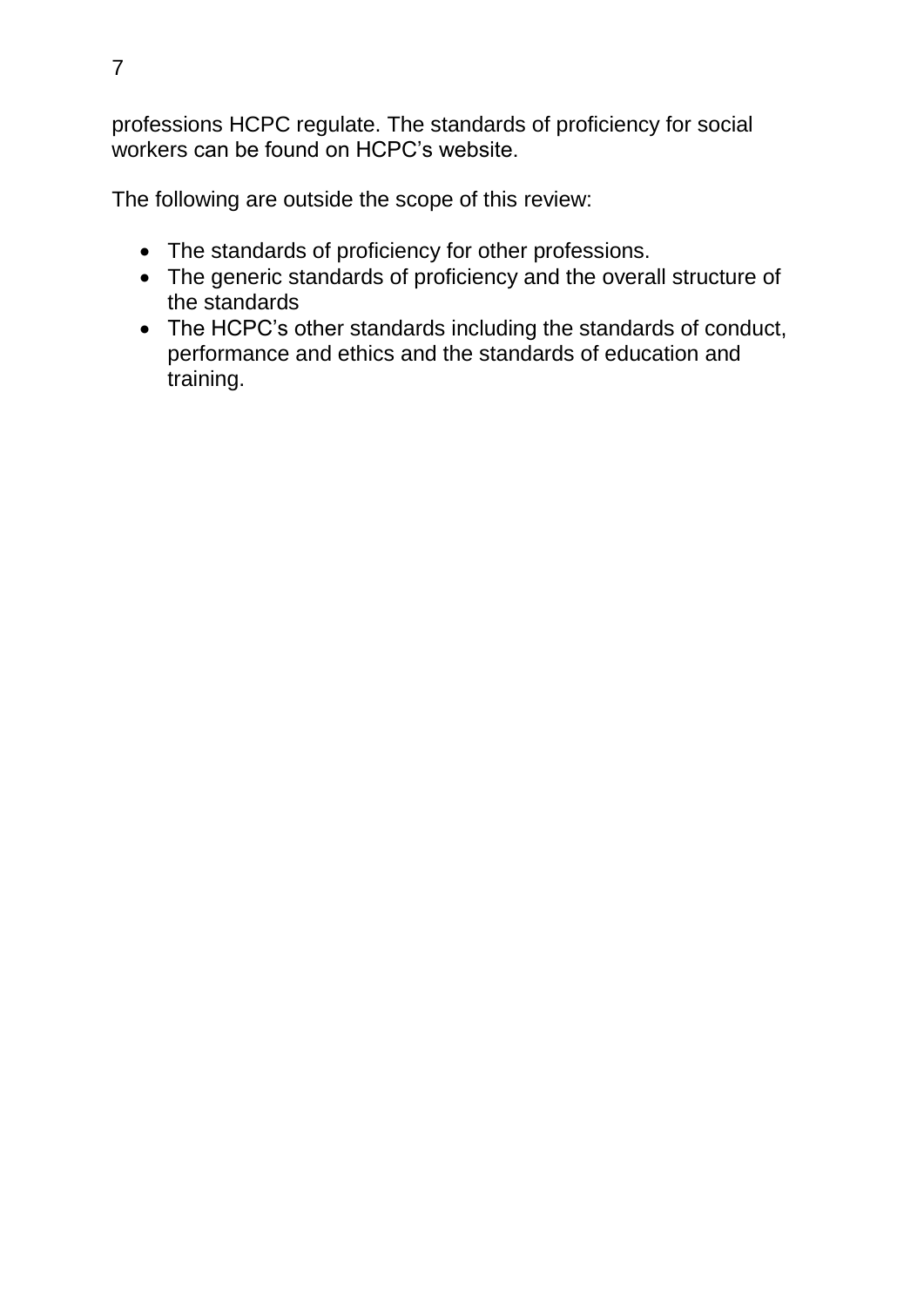professions HCPC regulate. The standards of proficiency for social workers can be found on HCPC's website.

The following are outside the scope of this review:

- The standards of proficiency for other professions.
- The generic standards of proficiency and the overall structure of the standards
- The HCPC's other standards including the standards of conduct, performance and ethics and the standards of education and training.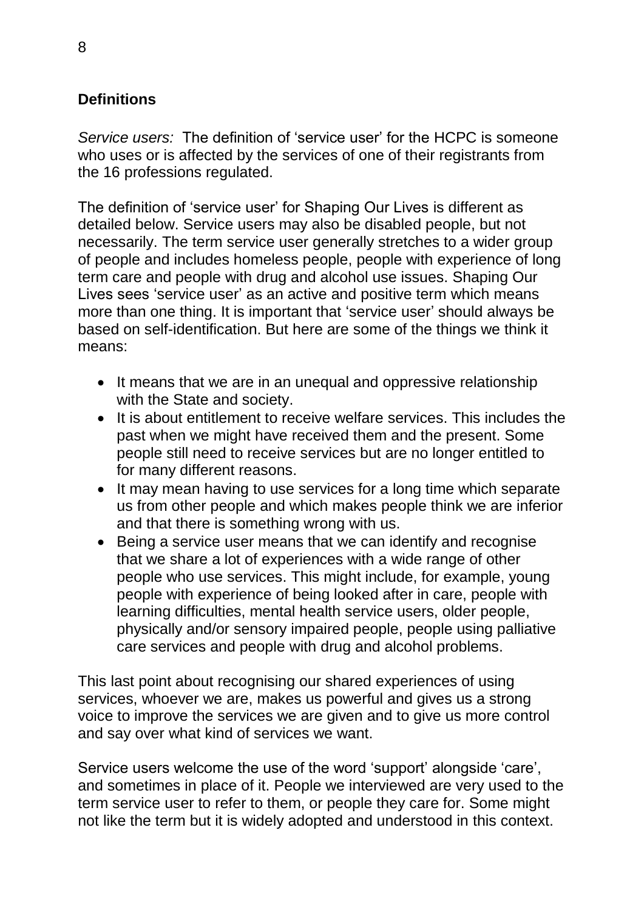## Definitions

*Service users:* The definition of 'service user' for the HCPC is someone who uses or is affected by the services of one of their registrants from the 16 professions regulated.

The definition of 'service user' for Shaping Our Lives is different as detailed below. Service users may also be disabled people, but not necessarily. The term service user generally stretches to a wider group of people and includes homeless people, people with experience of long term care and people with drug and alcohol use issues. Shaping Our Lives sees 'service user' as an active and positive term which means more than one thing. It is important that 'service user' should always be based on self-identification. But here are some of the things we think it means:

- It means that we are in an unequal and oppressive relationship with the State and society.
- It is about entitlement to receive welfare services. This includes the past when we might have received them and the present. Some people still need to receive services but are no longer entitled to for many different reasons.
- It may mean having to use services for a long time which separate us from other people and which makes people think we are inferior and that there is something wrong with us.
- Being a service user means that we can identify and recognise that we share a lot of experiences with a wide range of other people who use services. This might include, for example, young people with experience of being looked after in care, people with learning difficulties, mental health service users, older people, physically and/or sensory impaired people, people using palliative care services and people with drug and alcohol problems.

This last point about recognising our shared experiences of using services, whoever we are, makes us powerful and gives us a strong voice to improve the services we are given and to give us more control and say over what kind of services we want.

Service users welcome the use of the word 'support' alongside 'care', and sometimes in place of it. People we interviewed are very used to the term service user to refer to them, or people they care for. Some might not like the term but it is widely adopted and understood in this context.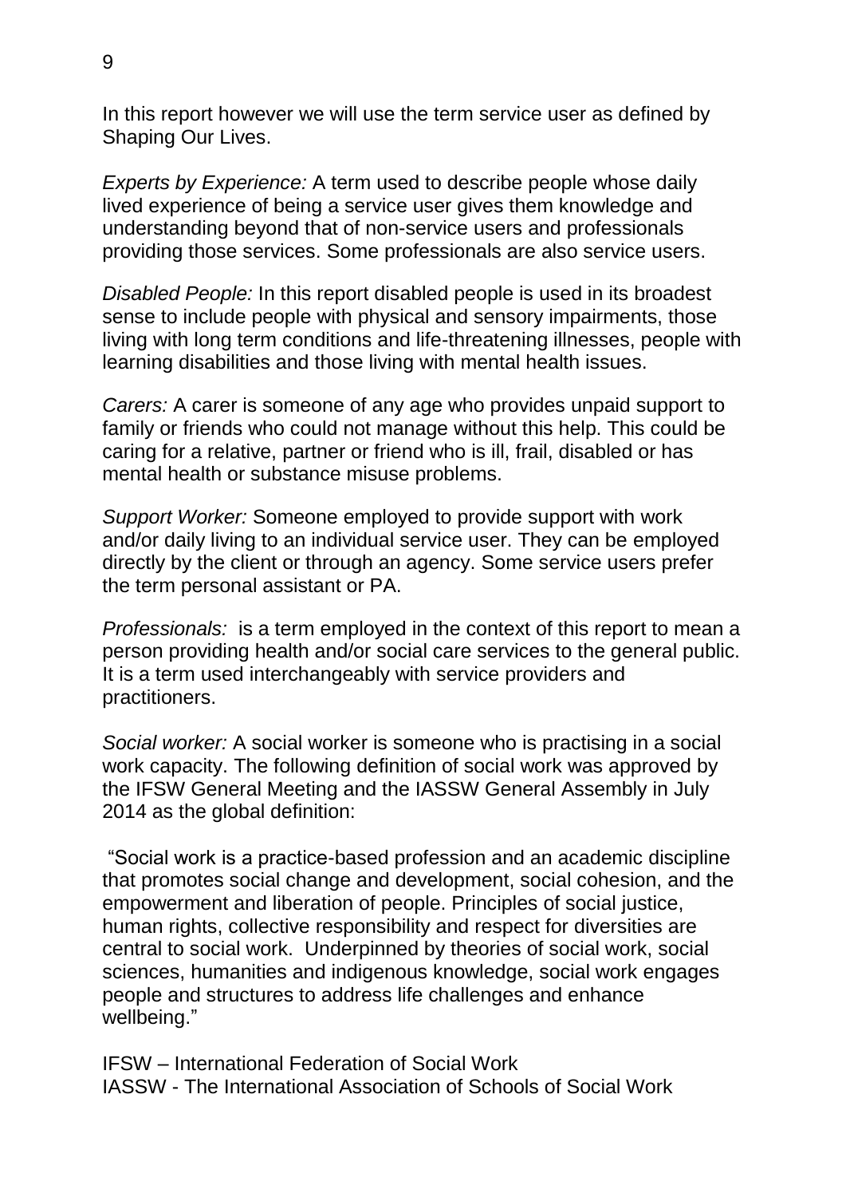In this report however we will use the term service user as defined by Shaping Our Lives.

*Experts by Experience:* A term used to describe people whose daily lived experience of being a service user gives them knowledge and understanding beyond that of non-service users and professionals providing those services. Some professionals are also service users.

*Disabled People:* In this report disabled people is used in its broadest sense to include people with physical and sensory impairments, those living with long term conditions and life-threatening illnesses, people with learning disabilities and those living with mental health issues.

*Carers:* A carer is someone of any age who provides unpaid support to family or friends who could not manage without this help. This could be caring for a relative, partner or friend who is ill, frail, disabled or has mental health or substance misuse problems.

*Support Worker:* Someone employed to provide support with work and/or daily living to an individual service user. They can be employed directly by the client or through an agency. Some service users prefer the term personal assistant or PA.

*Professionals:* is a term employed in the context of this report to mean a person providing health and/or social care services to the general public. It is a term used interchangeably with service providers and practitioners.

*Social worker:* A social worker is someone who is practising in a social work capacity. The following definition of social work was approved by the IFSW General Meeting and the IASSW General Assembly in July 2014 as the global definition:

"Social work is a practice-based profession and an academic discipline that promotes social change and development, social cohesion, and the empowerment and liberation of people. Principles of social justice, human rights, collective responsibility and respect for diversities are central to social work. Underpinned by theories of social work, social sciences, humanities and indigenous knowledge, social work engages people and structures to address life challenges and enhance wellbeing."

IFSW – International Federation of Social Work
IASSW - The International Association of Schools of Social Work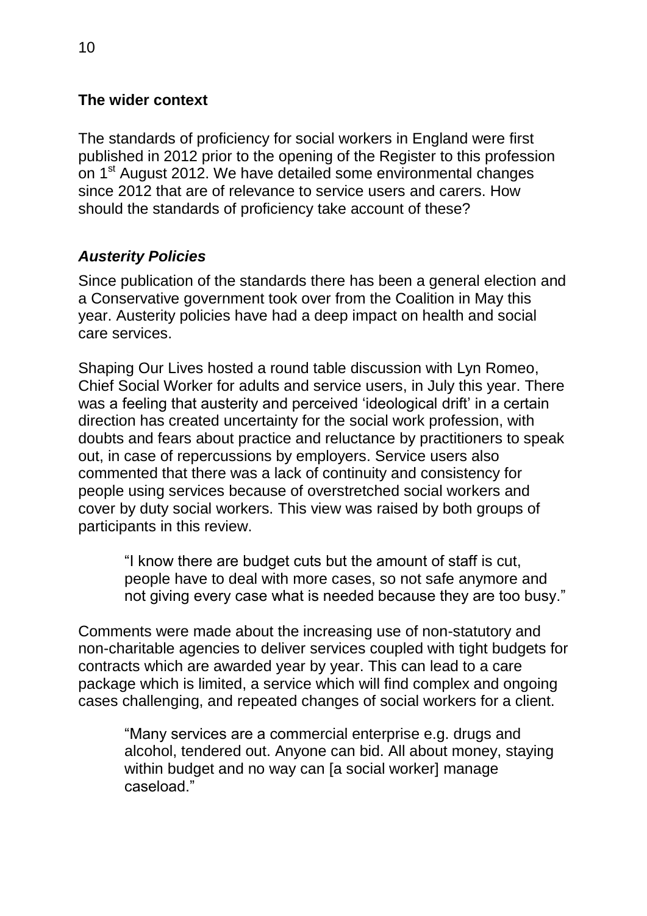## The wider context

The standards of proficiency for social workers in England were first published in 2012 prior to the opening of the Register to this profession on 1st August 2012. We have detailed some environmental changes since 2012 that are of relevance to service users and carers. How should the standards of proficiency take account of these?

### *Austerity Policies*

Since publication of the standards there has been a general election and a Conservative government took over from the Coalition in May this year. Austerity policies have had a deep impact on health and social care services.

Shaping Our Lives hosted a round table discussion with Lyn Romeo, Chief Social Worker for adults and service users, in July this year. There was a feeling that austerity and perceived 'ideological drift' in a certain direction has created uncertainty for the social work profession, with doubts and fears about practice and reluctance by practitioners to speak out, in case of repercussions by employers. Service users also commented that there was a lack of continuity and consistency for people using services because of overstretched social workers and cover by duty social workers. This view was raised by both groups of participants in this review.

> "I know there are budget cuts but the amount of staff is cut, people have to deal with more cases, so not safe anymore and not giving every case what is needed because they are too busy."

Comments were made about the increasing use of non-statutory and non-charitable agencies to deliver services coupled with tight budgets for contracts which are awarded year by year. This can lead to a care package which is limited, a service which will find complex and ongoing cases challenging, and repeated changes of social workers for a client.

> "Many services are a commercial enterprise e.g. drugs and alcohol, tendered out. Anyone can bid. All about money, staying within budget and no way can [a social worker] manage caseload."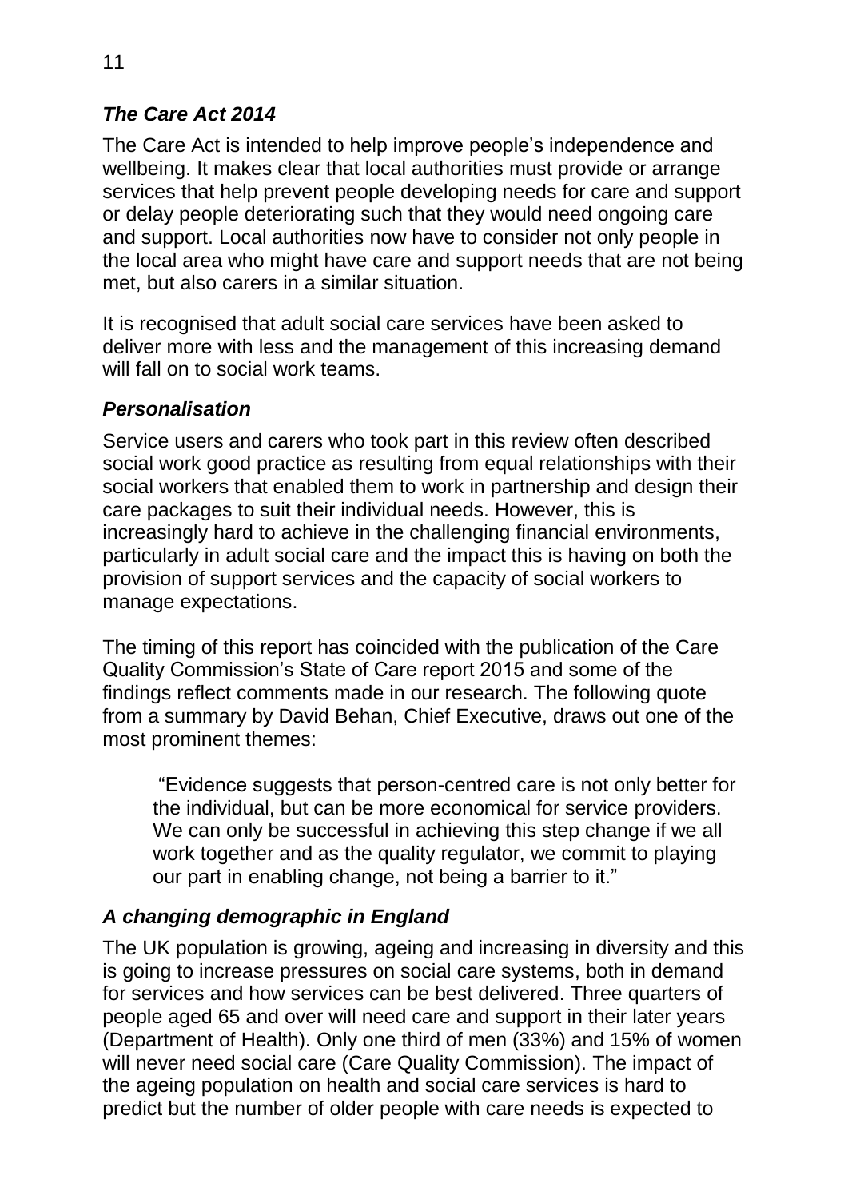### *The Care Act 2014*

The Care Act is intended to help improve people's independence and wellbeing. It makes clear that local authorities must provide or arrange services that help prevent people developing needs for care and support or delay people deteriorating such that they would need ongoing care and support. Local authorities now have to consider not only people in the local area who might have care and support needs that are not being met, but also carers in a similar situation.

It is recognised that adult social care services have been asked to deliver more with less and the management of this increasing demand will fall on to social work teams.

### *Personalisation*

Service users and carers who took part in this review often described social work good practice as resulting from equal relationships with their social workers that enabled them to work in partnership and design their care packages to suit their individual needs. However, this is increasingly hard to achieve in the challenging financial environments, particularly in adult social care and the impact this is having on both the provision of support services and the capacity of social workers to manage expectations.

The timing of this report has coincided with the publication of the Care Quality Commission's State of Care report 2015 and some of the findings reflect comments made in our research. The following quote from a summary by David Behan, Chief Executive, draws out one of the most prominent themes:

> "Evidence suggests that person-centred care is not only better for the individual, but can be more economical for service providers. We can only be successful in achieving this step change if we all work together and as the quality regulator, we commit to playing our part in enabling change, not being a barrier to it."

### *A changing demographic in England*

The UK population is growing, ageing and increasing in diversity and this is going to increase pressures on social care systems, both in demand for services and how services can be best delivered. Three quarters of people aged 65 and over will need care and support in their later years (Department of Health). Only one third of men (33%) and 15% of women will never need social care (Care Quality Commission). The impact of the ageing population on health and social care services is hard to predict but the number of older people with care needs is expected to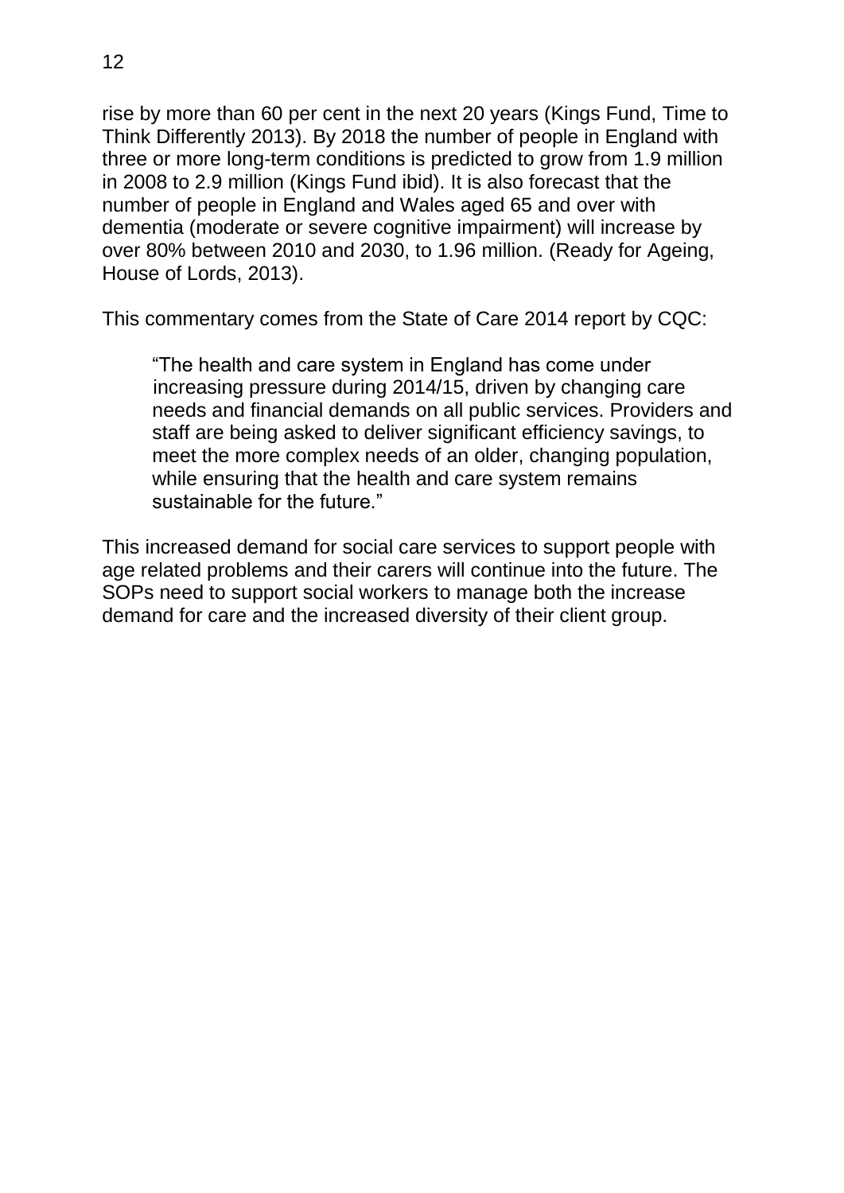rise by more than 60 per cent in the next 20 years (Kings Fund, Time to Think Differently 2013). By 2018 the number of people in England with three or more long-term conditions is predicted to grow from 1.9 million in 2008 to 2.9 million (Kings Fund ibid). It is also forecast that the number of people in England and Wales aged 65 and over with dementia (moderate or severe cognitive impairment) will increase by over 80% between 2010 and 2030, to 1.96 million. (Ready for Ageing, House of Lords, 2013).

This commentary comes from the State of Care 2014 report by CQC:

> "The health and care system in England has come under increasing pressure during 2014/15, driven by changing care needs and financial demands on all public services. Providers and staff are being asked to deliver significant efficiency savings, to meet the more complex needs of an older, changing population, while ensuring that the health and care system remains sustainable for the future."

This increased demand for social care services to support people with age related problems and their carers will continue into the future. The SOPs need to support social workers to manage both the increase demand for care and the increased diversity of their client group.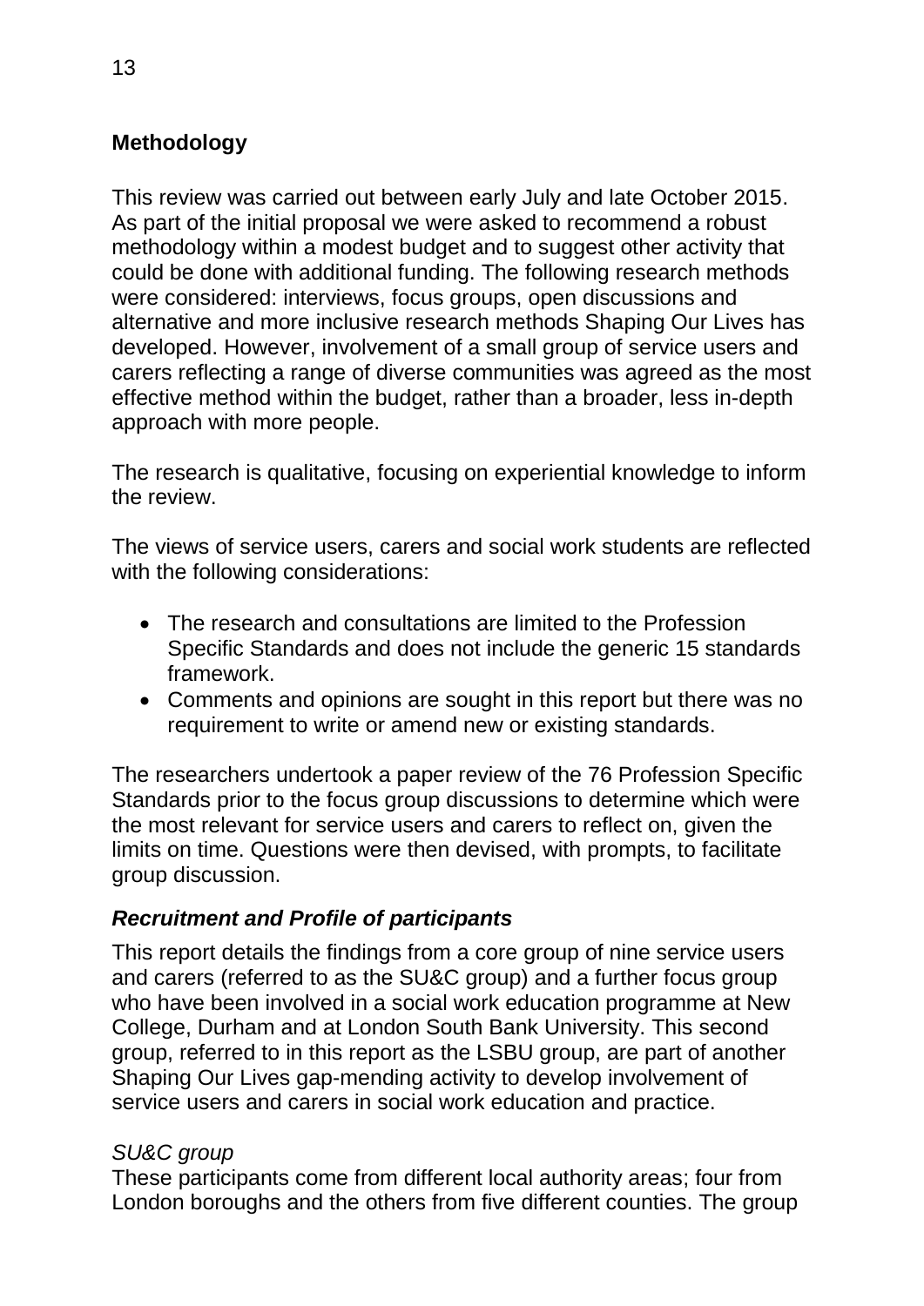## Methodology

This review was carried out between early July and late October 2015. As part of the initial proposal we were asked to recommend a robust methodology within a modest budget and to suggest other activity that could be done with additional funding. The following research methods were considered: interviews, focus groups, open discussions and alternative and more inclusive research methods Shaping Our Lives has developed. However, involvement of a small group of service users and carers reflecting a range of diverse communities was agreed as the most effective method within the budget, rather than a broader, less in-depth approach with more people.

The research is qualitative, focusing on experiential knowledge to inform the review.

The views of service users, carers and social work students are reflected with the following considerations:

- The research and consultations are limited to the Profession Specific Standards and does not include the generic 15 standards framework.
- Comments and opinions are sought in this report but there was no requirement to write or amend new or existing standards.

The researchers undertook a paper review of the 76 Profession Specific Standards prior to the focus group discussions to determine which were the most relevant for service users and carers to reflect on, given the limits on time. Questions were then devised, with prompts, to facilitate group discussion.

### *Recruitment and Profile of participants*

This report details the findings from a core group of nine service users and carers (referred to as the SU&C group) and a further focus group who have been involved in a social work education programme at New College, Durham and at London South Bank University. This second group, referred to in this report as the LSBU group, are part of another Shaping Our Lives gap-mending activity to develop involvement of service users and carers in social work education and practice.

*SU&C group*

These participants come from different local authority areas; four from London boroughs and the others from five different counties. The group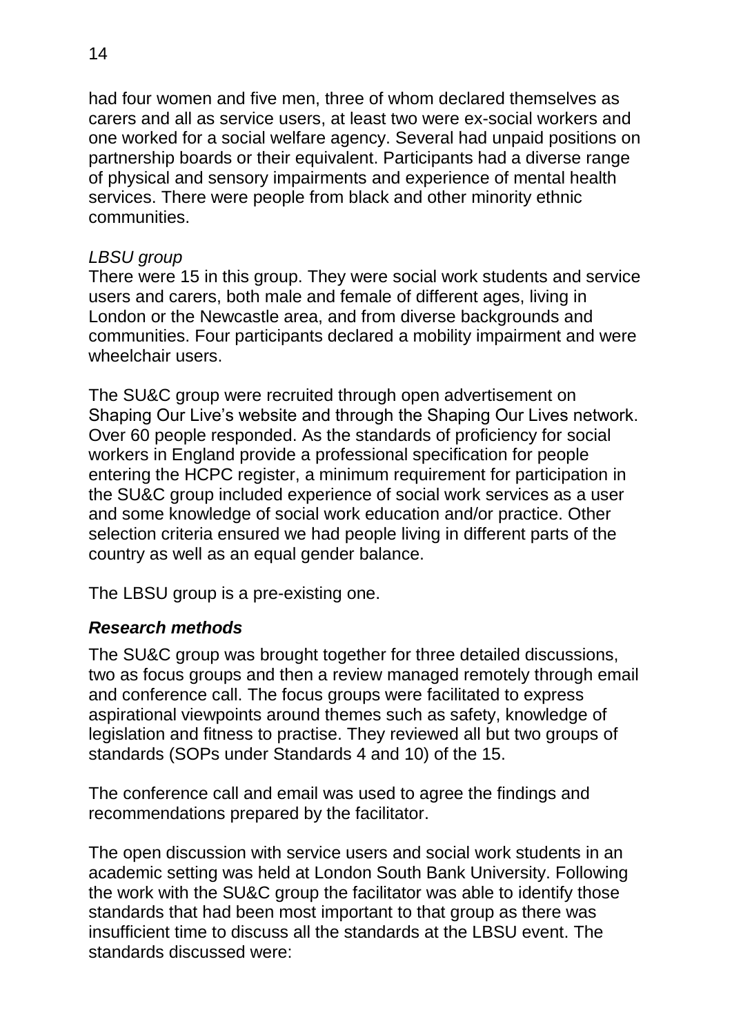had four women and five men, three of whom declared themselves as carers and all as service users, at least two were ex-social workers and one worked for a social welfare agency. Several had unpaid positions on partnership boards or their equivalent. Participants had a diverse range of physical and sensory impairments and experience of mental health services. There were people from black and other minority ethnic communities.

*LBSU group*

There were 15 in this group. They were social work students and service users and carers, both male and female of different ages, living in London or the Newcastle area, and from diverse backgrounds and communities. Four participants declared a mobility impairment and were wheelchair users.

The SU&C group were recruited through open advertisement on Shaping Our Live's website and through the Shaping Our Lives network. Over 60 people responded. As the standards of proficiency for social workers in England provide a professional specification for people entering the HCPC register, a minimum requirement for participation in the SU&C group included experience of social work services as a user and some knowledge of social work education and/or practice. Other selection criteria ensured we had people living in different parts of the country as well as an equal gender balance.

The LBSU group is a pre-existing one.

### *Research methods*

The SU&C group was brought together for three detailed discussions, two as focus groups and then a review managed remotely through email and conference call. The focus groups were facilitated to express aspirational viewpoints around themes such as safety, knowledge of legislation and fitness to practise. They reviewed all but two groups of standards (SOPs under Standards 4 and 10) of the 15.

The conference call and email was used to agree the findings and recommendations prepared by the facilitator.

The open discussion with service users and social work students in an academic setting was held at London South Bank University. Following the work with the SU&C group the facilitator was able to identify those standards that had been most important to that group as there was insufficient time to discuss all the standards at the LBSU event. The standards discussed were: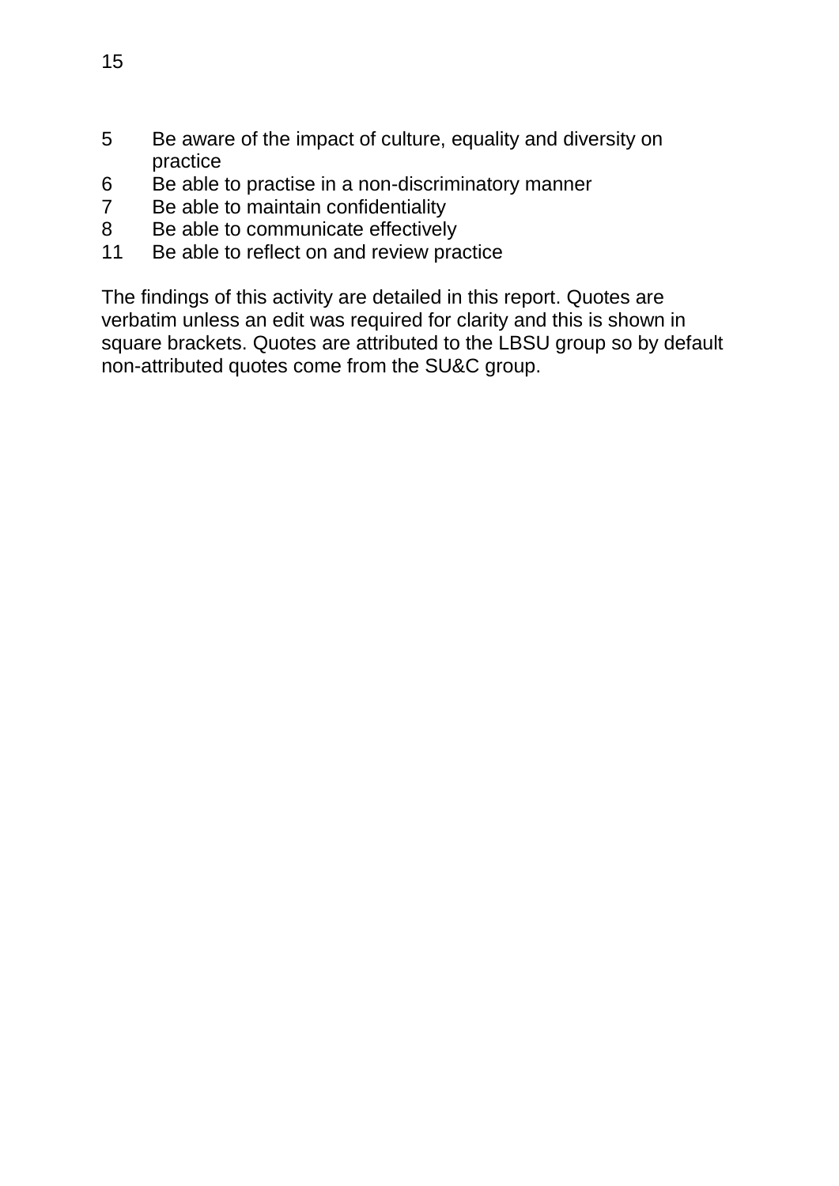5 Be aware of the impact of culture, equality and diversity on practice
6 Be able to practise in a non-discriminatory manner
7 Be able to maintain confidentiality
8 Be able to communicate effectively
11 Be able to reflect on and review practice

The findings of this activity are detailed in this report. Quotes are verbatim unless an edit was required for clarity and this is shown in square brackets. Quotes are attributed to the LBSU group so by default non-attributed quotes come from the SU&C group.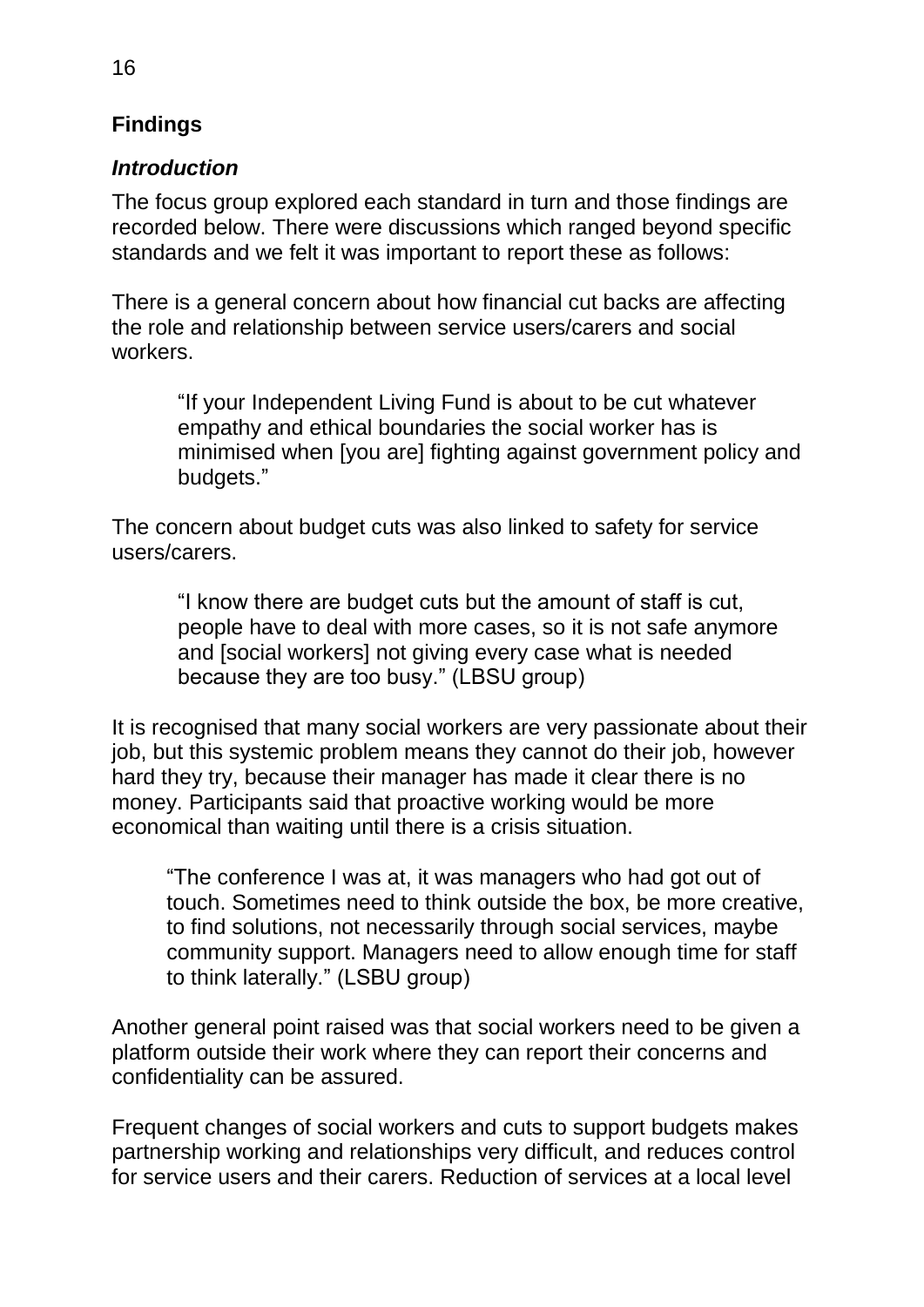## Findings

### *Introduction*

The focus group explored each standard in turn and those findings are recorded below. There were discussions which ranged beyond specific standards and we felt it was important to report these as follows:

There is a general concern about how financial cut backs are affecting the role and relationship between service users/carers and social workers.

> "If your Independent Living Fund is about to be cut whatever empathy and ethical boundaries the social worker has is minimised when [you are] fighting against government policy and budgets."

The concern about budget cuts was also linked to safety for service users/carers.

> "I know there are budget cuts but the amount of staff is cut, people have to deal with more cases, so it is not safe anymore and [social workers] not giving every case what is needed because they are too busy." (LBSU group)

It is recognised that many social workers are very passionate about their job, but this systemic problem means they cannot do their job, however hard they try, because their manager has made it clear there is no money. Participants said that proactive working would be more economical than waiting until there is a crisis situation.

> "The conference I was at, it was managers who had got out of touch. Sometimes need to think outside the box, be more creative, to find solutions, not necessarily through social services, maybe community support. Managers need to allow enough time for staff to think laterally." (LSBU group)

Another general point raised was that social workers need to be given a platform outside their work where they can report their concerns and confidentiality can be assured.

Frequent changes of social workers and cuts to support budgets makes partnership working and relationships very difficult, and reduces control for service users and their carers. Reduction of services at a local level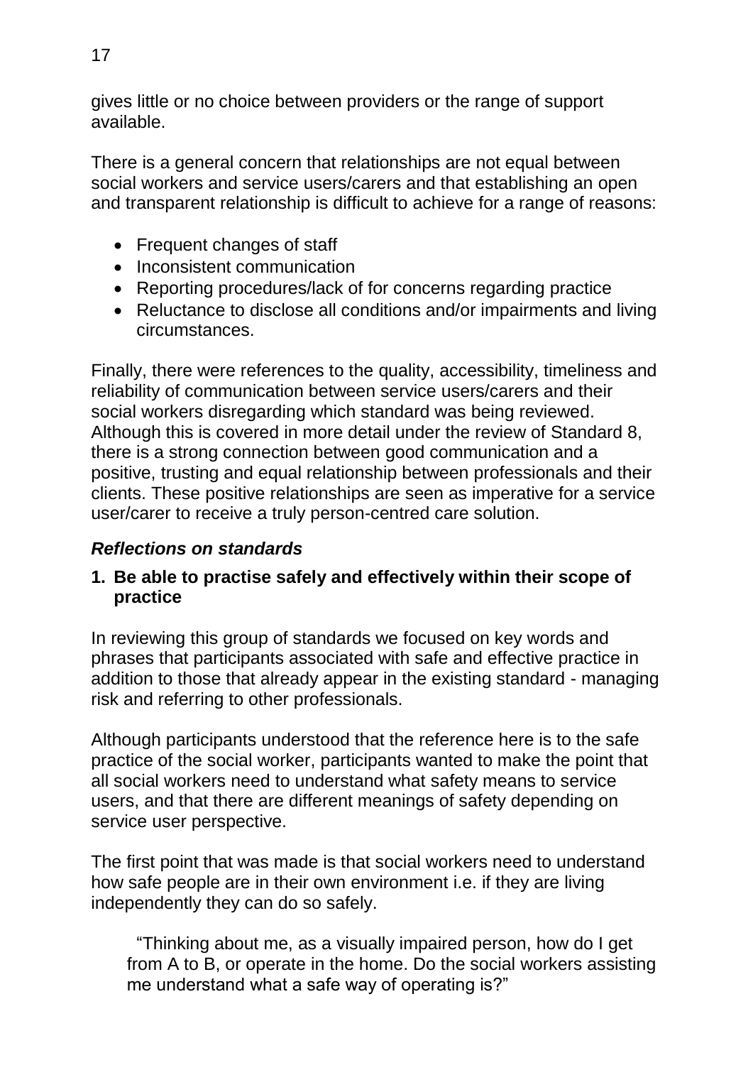gives little or no choice between providers or the range of support available.

There is a general concern that relationships are not equal between social workers and service users/carers and that establishing an open and transparent relationship is difficult to achieve for a range of reasons:

- Frequent changes of staff
- Inconsistent communication
- Reporting procedures/lack of for concerns regarding practice
- Reluctance to disclose all conditions and/or impairments and living circumstances.

Finally, there were references to the quality, accessibility, timeliness and reliability of communication between service users/carers and their social workers disregarding which standard was being reviewed. Although this is covered in more detail under the review of Standard 8, there is a strong connection between good communication and a positive, trusting and equal relationship between professionals and their clients. These positive relationships are seen as imperative for a service user/carer to receive a truly person-centred care solution.

### ***Reflections on standards***

**1. Be able to practise safely and effectively within their scope of practice**

In reviewing this group of standards we focused on key words and phrases that participants associated with safe and effective practice in addition to those that already appear in the existing standard - managing risk and referring to other professionals.

Although participants understood that the reference here is to the safe practice of the social worker, participants wanted to make the point that all social workers need to understand what safety means to service users, and that there are different meanings of safety depending on service user perspective.

The first point that was made is that social workers need to understand how safe people are in their own environment i.e. if they are living independently they can do so safely.

> "Thinking about me, as a visually impaired person, how do I get from A to B, or operate in the home. Do the social workers assisting me understand what a safe way of operating is?"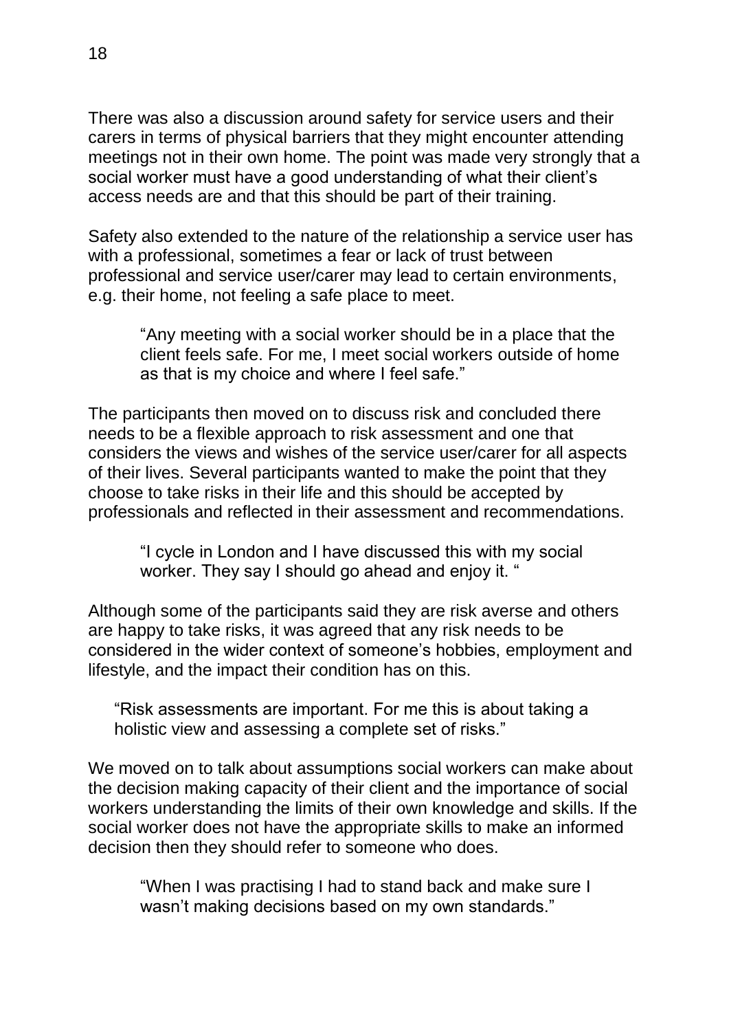There was also a discussion around safety for service users and their carers in terms of physical barriers that they might encounter attending meetings not in their own home. The point was made very strongly that a social worker must have a good understanding of what their client's access needs are and that this should be part of their training.

Safety also extended to the nature of the relationship a service user has with a professional, sometimes a fear or lack of trust between professional and service user/carer may lead to certain environments, e.g. their home, not feeling a safe place to meet.

> "Any meeting with a social worker should be in a place that the client feels safe. For me, I meet social workers outside of home as that is my choice and where I feel safe."

The participants then moved on to discuss risk and concluded there needs to be a flexible approach to risk assessment and one that considers the views and wishes of the service user/carer for all aspects of their lives. Several participants wanted to make the point that they choose to take risks in their life and this should be accepted by professionals and reflected in their assessment and recommendations.

> "I cycle in London and I have discussed this with my social worker. They say I should go ahead and enjoy it. "

Although some of the participants said they are risk averse and others are happy to take risks, it was agreed that any risk needs to be considered in the wider context of someone's hobbies, employment and lifestyle, and the impact their condition has on this.

> "Risk assessments are important. For me this is about taking a holistic view and assessing a complete set of risks."

We moved on to talk about assumptions social workers can make about the decision making capacity of their client and the importance of social workers understanding the limits of their own knowledge and skills. If the social worker does not have the appropriate skills to make an informed decision then they should refer to someone who does.

> "When I was practising I had to stand back and make sure I wasn't making decisions based on my own standards."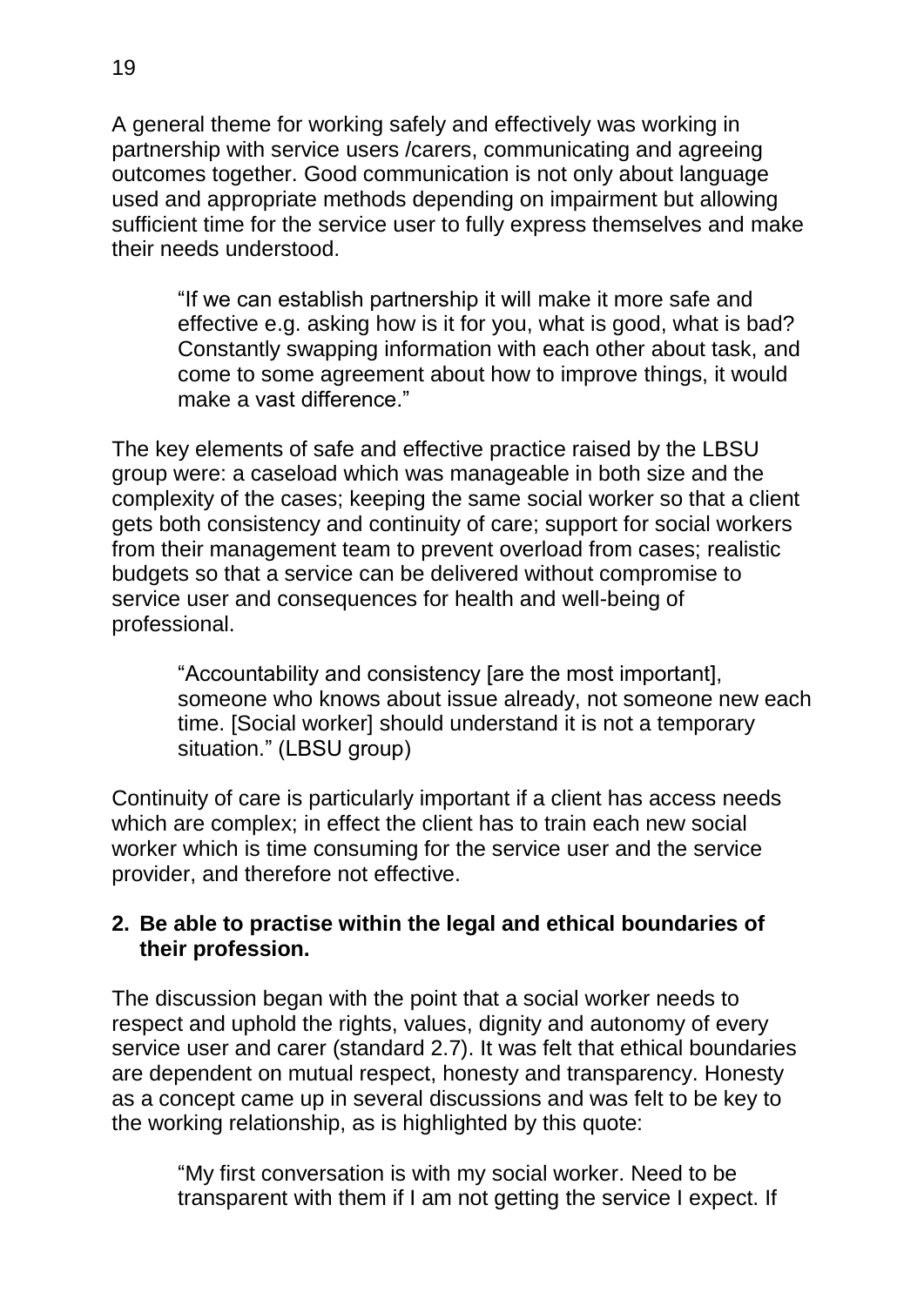A general theme for working safely and effectively was working in partnership with service users /carers, communicating and agreeing outcomes together. Good communication is not only about language used and appropriate methods depending on impairment but allowing sufficient time for the service user to fully express themselves and make their needs understood.

> "If we can establish partnership it will make it more safe and effective e.g. asking how is it for you, what is good, what is bad? Constantly swapping information with each other about task, and come to some agreement about how to improve things, it would make a vast difference."

The key elements of safe and effective practice raised by the LBSU group were: a caseload which was manageable in both size and the complexity of the cases; keeping the same social worker so that a client gets both consistency and continuity of care; support for social workers from their management team to prevent overload from cases; realistic budgets so that a service can be delivered without compromise to service user and consequences for health and well-being of professional.

> "Accountability and consistency [are the most important], someone who knows about issue already, not someone new each time. [Social worker] should understand it is not a temporary situation." (LBSU group)

Continuity of care is particularly important if a client has access needs which are complex; in effect the client has to train each new social worker which is time consuming for the service user and the service provider, and therefore not effective.

**2. Be able to practise within the legal and ethical boundaries of their profession.**

The discussion began with the point that a social worker needs to respect and uphold the rights, values, dignity and autonomy of every service user and carer (standard 2.7). It was felt that ethical boundaries are dependent on mutual respect, honesty and transparency. Honesty as a concept came up in several discussions and was felt to be key to the working relationship, as is highlighted by this quote:

> "My first conversation is with my social worker. Need to be transparent with them if I am not getting the service I expect. If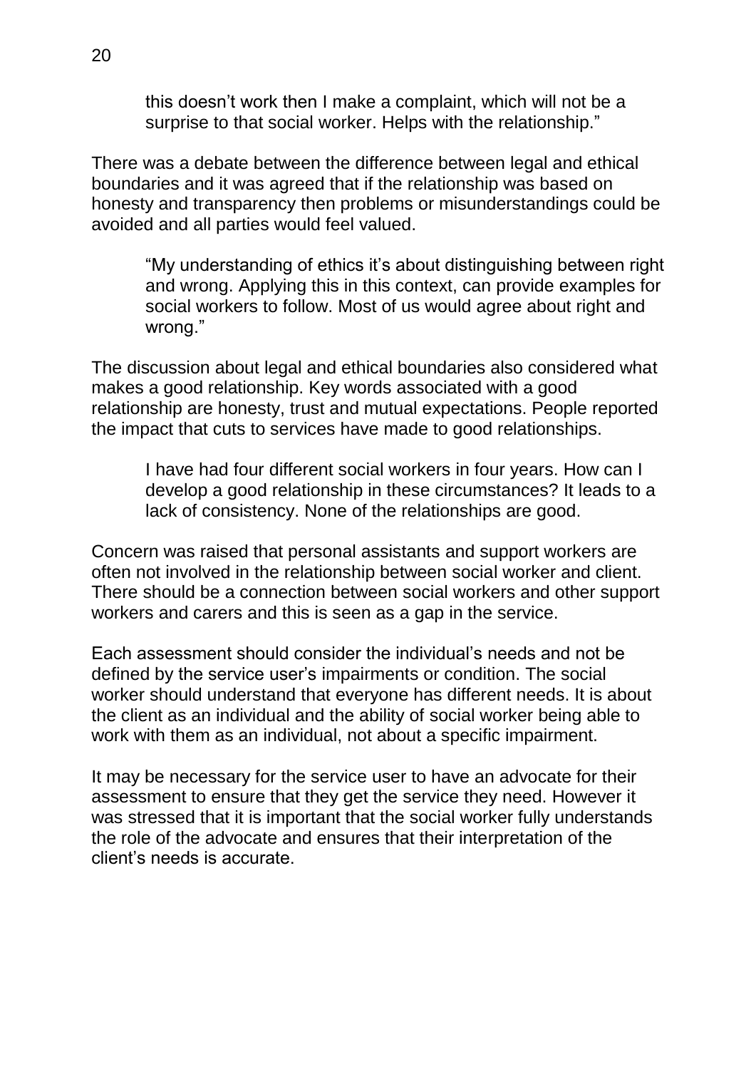> this doesn't work then I make a complaint, which will not be a surprise to that social worker. Helps with the relationship."

There was a debate between the difference between legal and ethical boundaries and it was agreed that if the relationship was based on honesty and transparency then problems or misunderstandings could be avoided and all parties would feel valued.

> "My understanding of ethics it's about distinguishing between right and wrong. Applying this in this context, can provide examples for social workers to follow. Most of us would agree about right and wrong."

The discussion about legal and ethical boundaries also considered what makes a good relationship. Key words associated with a good relationship are honesty, trust and mutual expectations. People reported the impact that cuts to services have made to good relationships.

> I have had four different social workers in four years. How can I develop a good relationship in these circumstances? It leads to a lack of consistency. None of the relationships are good.

Concern was raised that personal assistants and support workers are often not involved in the relationship between social worker and client. There should be a connection between social workers and other support workers and carers and this is seen as a gap in the service.

Each assessment should consider the individual's needs and not be defined by the service user's impairments or condition. The social worker should understand that everyone has different needs. It is about the client as an individual and the ability of social worker being able to work with them as an individual, not about a specific impairment.

It may be necessary for the service user to have an advocate for their assessment to ensure that they get the service they need. However it was stressed that it is important that the social worker fully understands the role of the advocate and ensures that their interpretation of the client's needs is accurate.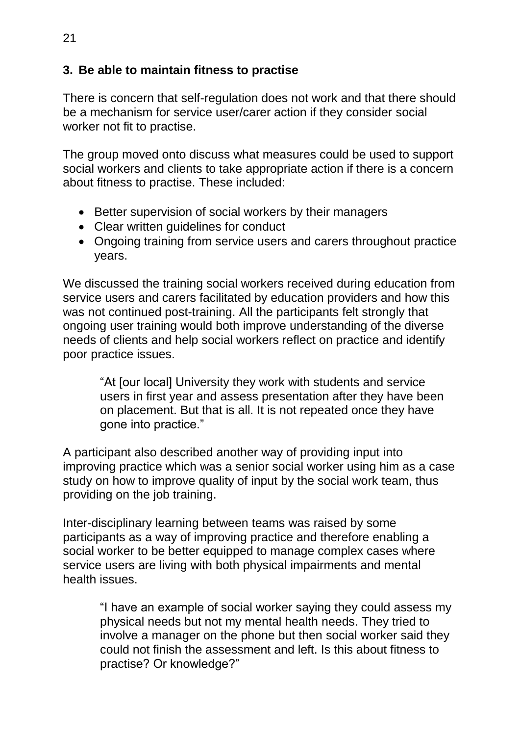### 3. Be able to maintain fitness to practise

There is concern that self-regulation does not work and that there should be a mechanism for service user/carer action if they consider social worker not fit to practise.

The group moved onto discuss what measures could be used to support social workers and clients to take appropriate action if there is a concern about fitness to practise. These included:

- Better supervision of social workers by their managers
- Clear written guidelines for conduct
- Ongoing training from service users and carers throughout practice years.

We discussed the training social workers received during education from service users and carers facilitated by education providers and how this was not continued post-training. All the participants felt strongly that ongoing user training would both improve understanding of the diverse needs of clients and help social workers reflect on practice and identify poor practice issues.

> "At [our local] University they work with students and service users in first year and assess presentation after they have been on placement. But that is all. It is not repeated once they have gone into practice."

A participant also described another way of providing input into improving practice which was a senior social worker using him as a case study on how to improve quality of input by the social work team, thus providing on the job training.

Inter-disciplinary learning between teams was raised by some participants as a way of improving practice and therefore enabling a social worker to be better equipped to manage complex cases where service users are living with both physical impairments and mental health issues.

> "I have an example of social worker saying they could assess my physical needs but not my mental health needs. They tried to involve a manager on the phone but then social worker said they could not finish the assessment and left. Is this about fitness to practise? Or knowledge?"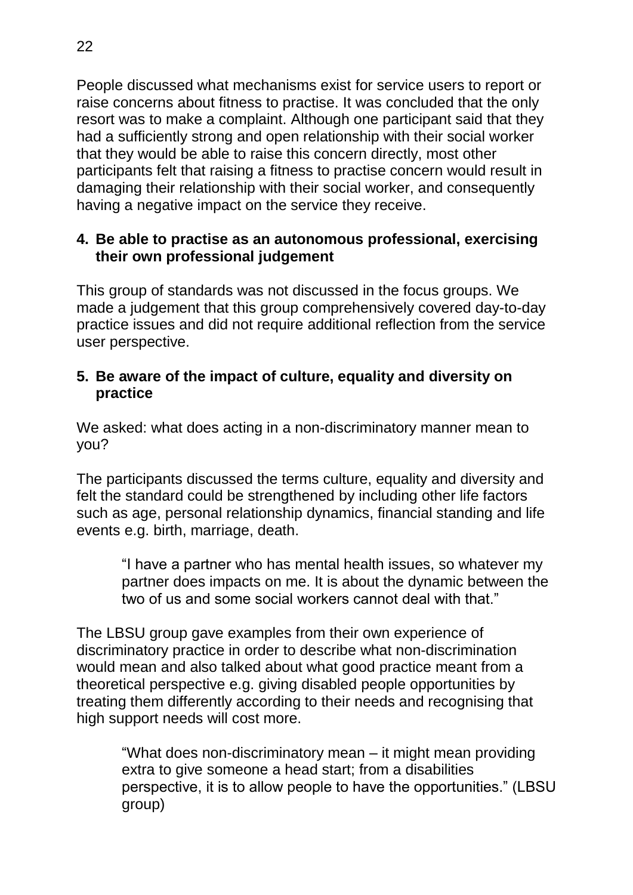People discussed what mechanisms exist for service users to report or raise concerns about fitness to practise. It was concluded that the only resort was to make a complaint. Although one participant said that they had a sufficiently strong and open relationship with their social worker that they would be able to raise this concern directly, most other participants felt that raising a fitness to practise concern would result in damaging their relationship with their social worker, and consequently having a negative impact on the service they receive.

### 4. Be able to practise as an autonomous professional, exercising their own professional judgement

This group of standards was not discussed in the focus groups. We made a judgement that this group comprehensively covered day-to-day practice issues and did not require additional reflection from the service user perspective.

### 5. Be aware of the impact of culture, equality and diversity on practice

We asked: what does acting in a non-discriminatory manner mean to you?

The participants discussed the terms culture, equality and diversity and felt the standard could be strengthened by including other life factors such as age, personal relationship dynamics, financial standing and life events e.g. birth, marriage, death.

> "I have a partner who has mental health issues, so whatever my partner does impacts on me. It is about the dynamic between the two of us and some social workers cannot deal with that."

The LBSU group gave examples from their own experience of discriminatory practice in order to describe what non-discrimination would mean and also talked about what good practice meant from a theoretical perspective e.g. giving disabled people opportunities by treating them differently according to their needs and recognising that high support needs will cost more.

> "What does non-discriminatory mean – it might mean providing extra to give someone a head start; from a disabilities perspective, it is to allow people to have the opportunities." (LBSU group)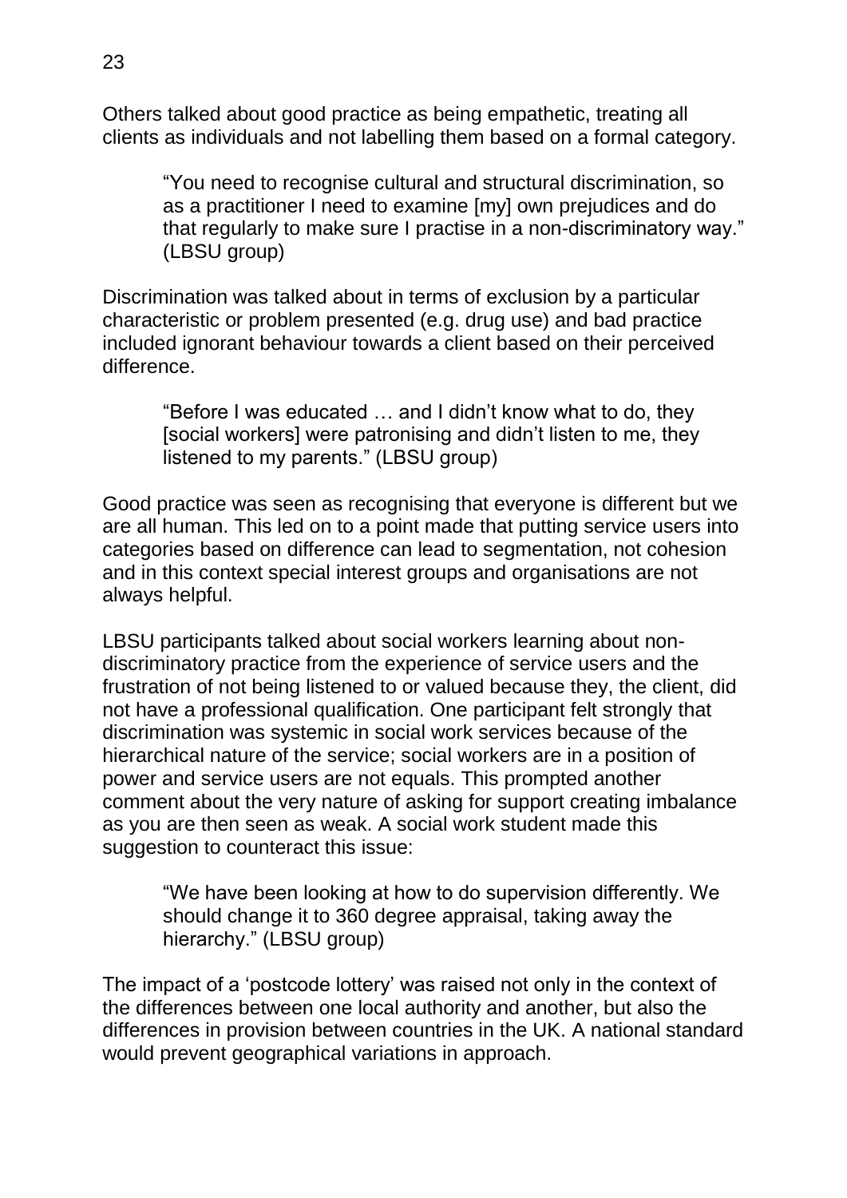Others talked about good practice as being empathetic, treating all clients as individuals and not labelling them based on a formal category.

> "You need to recognise cultural and structural discrimination, so as a practitioner I need to examine [my] own prejudices and do that regularly to make sure I practise in a non-discriminatory way." (LBSU group)

Discrimination was talked about in terms of exclusion by a particular characteristic or problem presented (e.g. drug use) and bad practice included ignorant behaviour towards a client based on their perceived difference.

> "Before I was educated … and I didn't know what to do, they [social workers] were patronising and didn't listen to me, they listened to my parents." (LBSU group)

Good practice was seen as recognising that everyone is different but we are all human. This led on to a point made that putting service users into categories based on difference can lead to segmentation, not cohesion and in this context special interest groups and organisations are not always helpful.

LBSU participants talked about social workers learning about non-discriminatory practice from the experience of service users and the frustration of not being listened to or valued because they, the client, did not have a professional qualification. One participant felt strongly that discrimination was systemic in social work services because of the hierarchical nature of the service; social workers are in a position of power and service users are not equals. This prompted another comment about the very nature of asking for support creating imbalance as you are then seen as weak. A social work student made this suggestion to counteract this issue:

> "We have been looking at how to do supervision differently. We should change it to 360 degree appraisal, taking away the hierarchy." (LBSU group)

The impact of a 'postcode lottery' was raised not only in the context of the differences between one local authority and another, but also the differences in provision between countries in the UK. A national standard would prevent geographical variations in approach.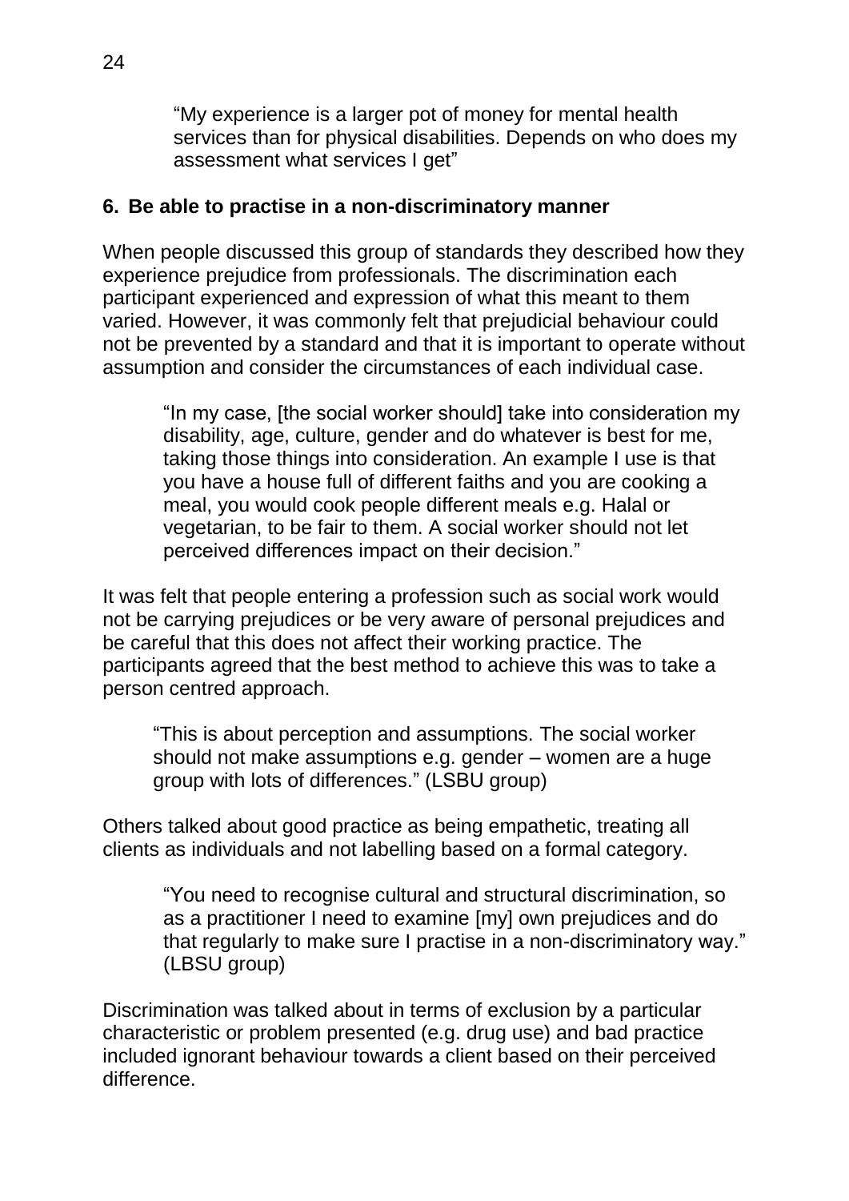> "My experience is a larger pot of money for mental health services than for physical disabilities. Depends on who does my assessment what services I get"

## 6. Be able to practise in a non-discriminatory manner

When people discussed this group of standards they described how they experience prejudice from professionals. The discrimination each participant experienced and expression of what this meant to them varied. However, it was commonly felt that prejudicial behaviour could not be prevented by a standard and that it is important to operate without assumption and consider the circumstances of each individual case.

> "In my case, [the social worker should] take into consideration my disability, age, culture, gender and do whatever is best for me, taking those things into consideration. An example I use is that you have a house full of different faiths and you are cooking a meal, you would cook people different meals e.g. Halal or vegetarian, to be fair to them. A social worker should not let perceived differences impact on their decision."

It was felt that people entering a profession such as social work would not be carrying prejudices or be very aware of personal prejudices and be careful that this does not affect their working practice. The participants agreed that the best method to achieve this was to take a person centred approach.

> "This is about perception and assumptions. The social worker should not make assumptions e.g. gender – women are a huge group with lots of differences." (LSBU group)

Others talked about good practice as being empathetic, treating all clients as individuals and not labelling based on a formal category.

> "You need to recognise cultural and structural discrimination, so as a practitioner I need to examine [my] own prejudices and do that regularly to make sure I practise in a non-discriminatory way." (LBSU group)

Discrimination was talked about in terms of exclusion by a particular characteristic or problem presented (e.g. drug use) and bad practice included ignorant behaviour towards a client based on their perceived difference.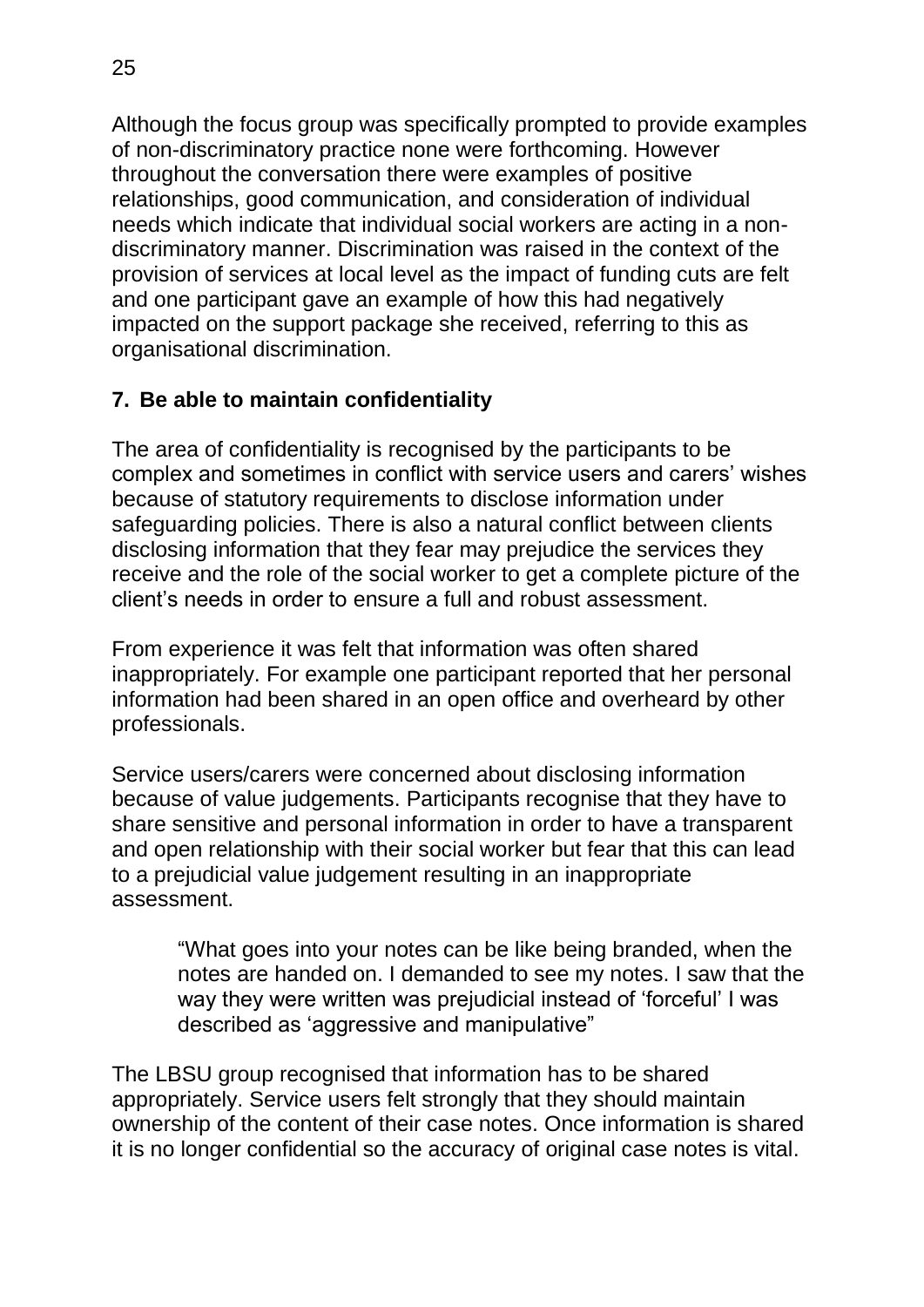Although the focus group was specifically prompted to provide examples of non-discriminatory practice none were forthcoming. However throughout the conversation there were examples of positive relationships, good communication, and consideration of individual needs which indicate that individual social workers are acting in a non-discriminatory manner. Discrimination was raised in the context of the provision of services at local level as the impact of funding cuts are felt and one participant gave an example of how this had negatively impacted on the support package she received, referring to this as organisational discrimination.

## 7. Be able to maintain confidentiality

The area of confidentiality is recognised by the participants to be complex and sometimes in conflict with service users and carers' wishes because of statutory requirements to disclose information under safeguarding policies. There is also a natural conflict between clients disclosing information that they fear may prejudice the services they receive and the role of the social worker to get a complete picture of the client's needs in order to ensure a full and robust assessment.

From experience it was felt that information was often shared inappropriately. For example one participant reported that her personal information had been shared in an open office and overheard by other professionals.

Service users/carers were concerned about disclosing information because of value judgements. Participants recognise that they have to share sensitive and personal information in order to have a transparent and open relationship with their social worker but fear that this can lead to a prejudicial value judgement resulting in an inappropriate assessment.

> "What goes into your notes can be like being branded, when the notes are handed on. I demanded to see my notes. I saw that the way they were written was prejudicial instead of 'forceful' I was described as 'aggressive and manipulative"

The LBSU group recognised that information has to be shared appropriately. Service users felt strongly that they should maintain ownership of the content of their case notes. Once information is shared it is no longer confidential so the accuracy of original case notes is vital.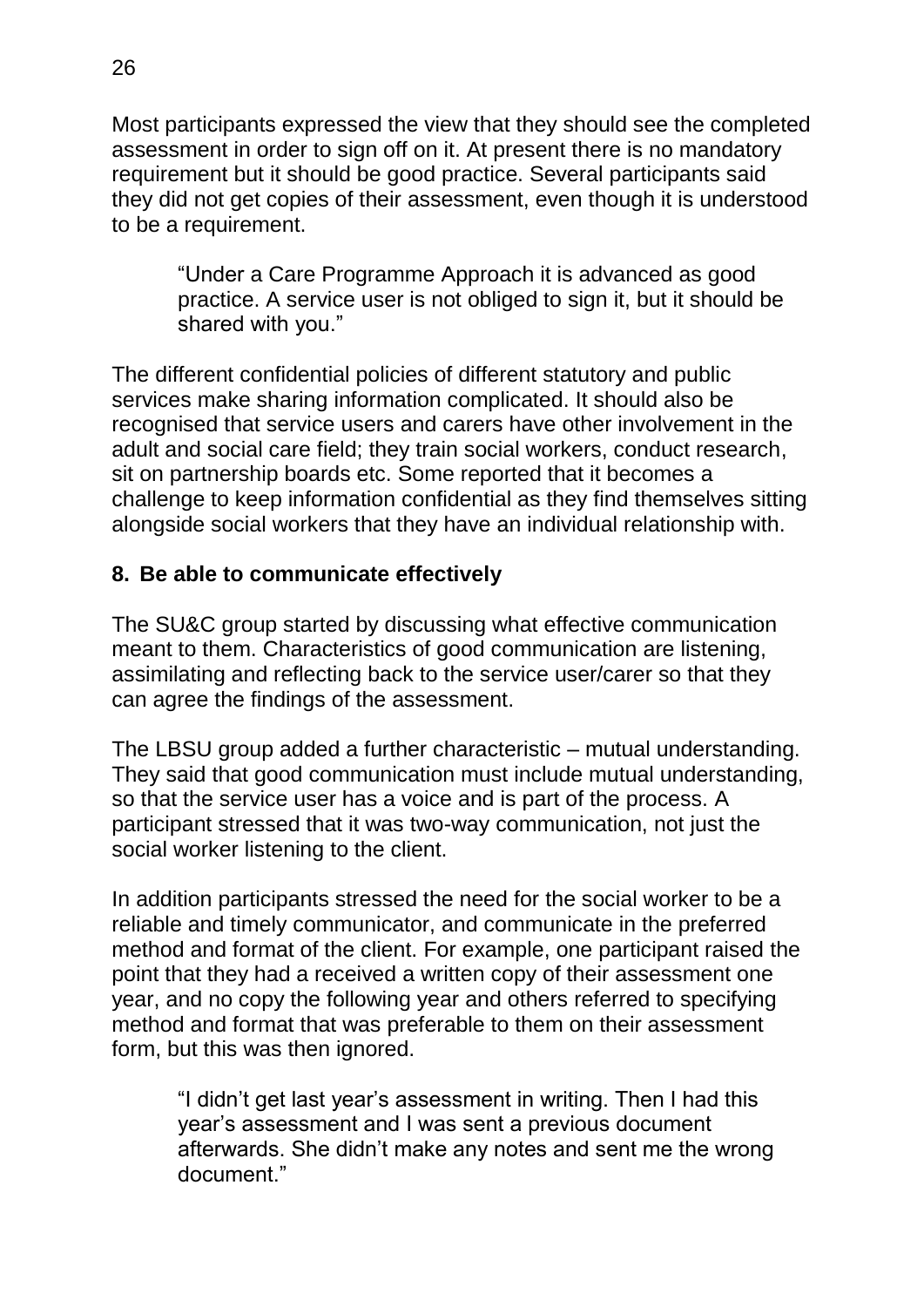Most participants expressed the view that they should see the completed assessment in order to sign off on it. At present there is no mandatory requirement but it should be good practice. Several participants said they did not get copies of their assessment, even though it is understood to be a requirement.

> "Under a Care Programme Approach it is advanced as good practice. A service user is not obliged to sign it, but it should be shared with you."

The different confidential policies of different statutory and public services make sharing information complicated. It should also be recognised that service users and carers have other involvement in the adult and social care field; they train social workers, conduct research, sit on partnership boards etc. Some reported that it becomes a challenge to keep information confidential as they find themselves sitting alongside social workers that they have an individual relationship with.

## 8. Be able to communicate effectively

The SU&C group started by discussing what effective communication meant to them. Characteristics of good communication are listening, assimilating and reflecting back to the service user/carer so that they can agree the findings of the assessment.

The LBSU group added a further characteristic – mutual understanding. They said that good communication must include mutual understanding, so that the service user has a voice and is part of the process. A participant stressed that it was two-way communication, not just the social worker listening to the client.

In addition participants stressed the need for the social worker to be a reliable and timely communicator, and communicate in the preferred method and format of the client. For example, one participant raised the point that they had a received a written copy of their assessment one year, and no copy the following year and others referred to specifying method and format that was preferable to them on their assessment form, but this was then ignored.

> "I didn't get last year's assessment in writing. Then I had this year's assessment and I was sent a previous document afterwards. She didn't make any notes and sent me the wrong document."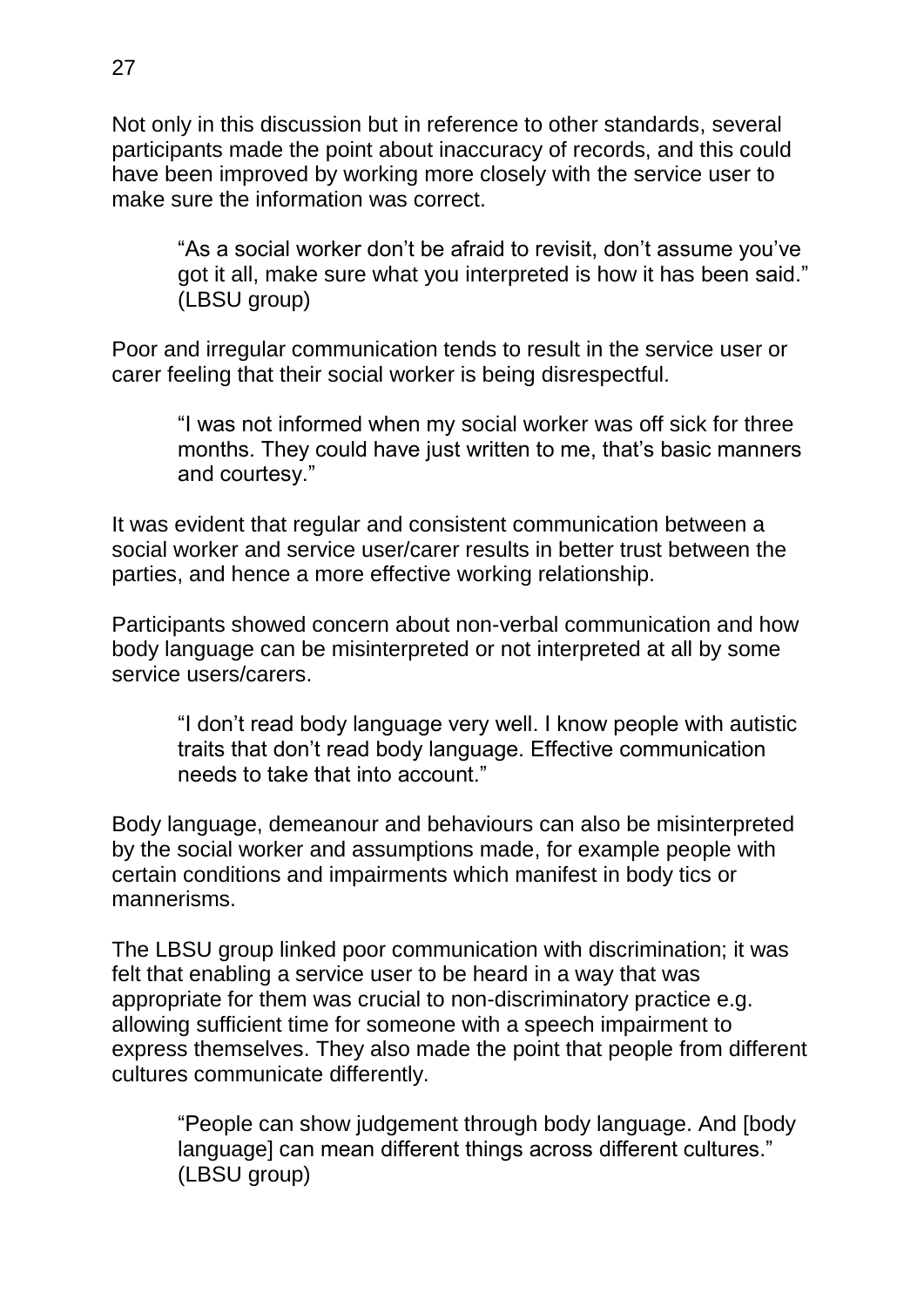Not only in this discussion but in reference to other standards, several participants made the point about inaccuracy of records, and this could have been improved by working more closely with the service user to make sure the information was correct.

> "As a social worker don't be afraid to revisit, don't assume you've got it all, make sure what you interpreted is how it has been said." (LBSU group)

Poor and irregular communication tends to result in the service user or carer feeling that their social worker is being disrespectful.

> "I was not informed when my social worker was off sick for three months. They could have just written to me, that's basic manners and courtesy."

It was evident that regular and consistent communication between a social worker and service user/carer results in better trust between the parties, and hence a more effective working relationship.

Participants showed concern about non-verbal communication and how body language can be misinterpreted or not interpreted at all by some service users/carers.

> "I don't read body language very well. I know people with autistic traits that don't read body language. Effective communication needs to take that into account."

Body language, demeanour and behaviours can also be misinterpreted by the social worker and assumptions made, for example people with certain conditions and impairments which manifest in body tics or mannerisms.

The LBSU group linked poor communication with discrimination; it was felt that enabling a service user to be heard in a way that was appropriate for them was crucial to non-discriminatory practice e.g. allowing sufficient time for someone with a speech impairment to express themselves. They also made the point that people from different cultures communicate differently.

> "People can show judgement through body language. And [body language] can mean different things across different cultures." (LBSU group)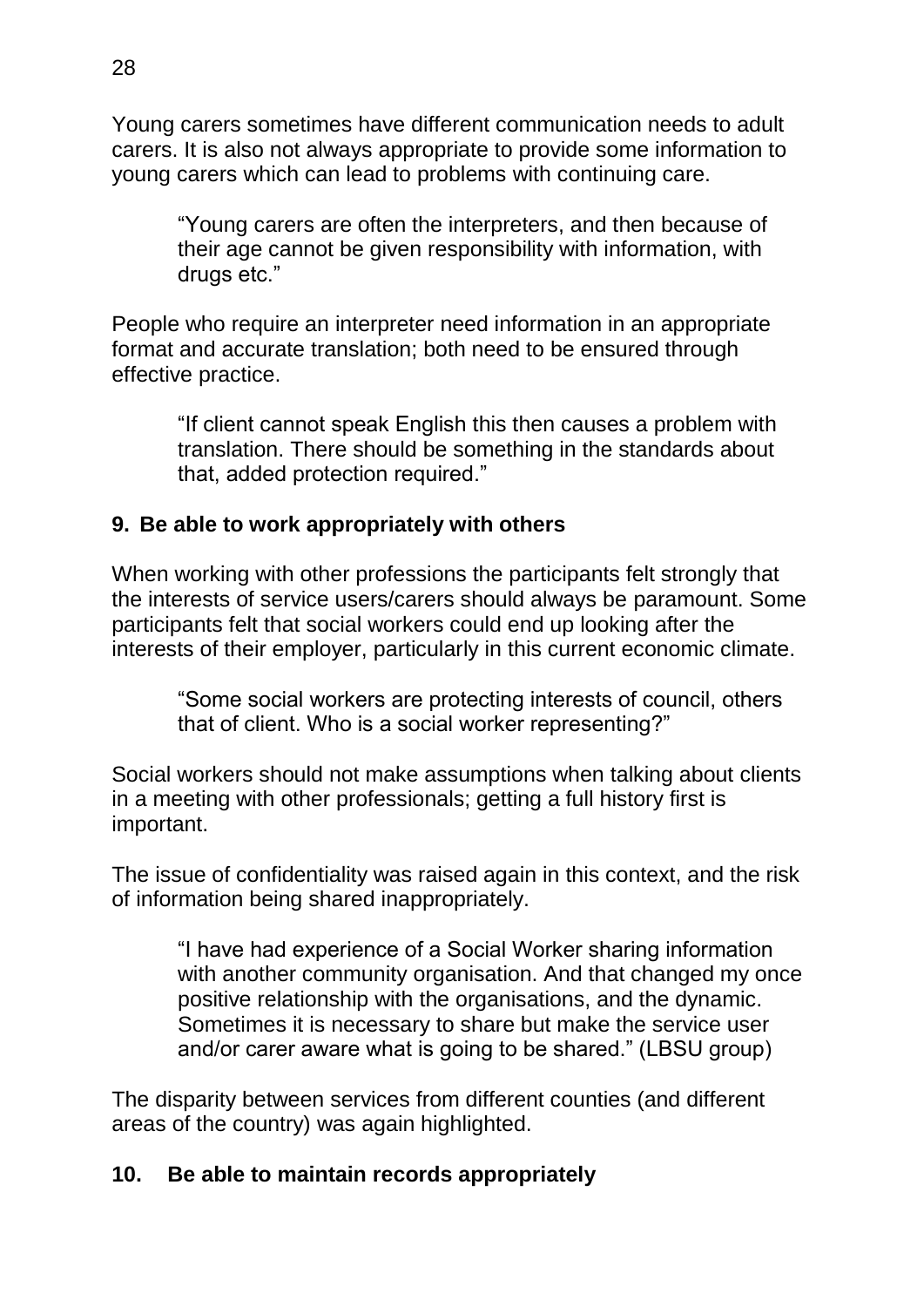Young carers sometimes have different communication needs to adult carers. It is also not always appropriate to provide some information to young carers which can lead to problems with continuing care.

> "Young carers are often the interpreters, and then because of their age cannot be given responsibility with information, with drugs etc."

People who require an interpreter need information in an appropriate format and accurate translation; both need to be ensured through effective practice.

> "If client cannot speak English this then causes a problem with translation. There should be something in the standards about that, added protection required."

## 9. Be able to work appropriately with others

When working with other professions the participants felt strongly that the interests of service users/carers should always be paramount. Some participants felt that social workers could end up looking after the interests of their employer, particularly in this current economic climate.

> "Some social workers are protecting interests of council, others that of client. Who is a social worker representing?"

Social workers should not make assumptions when talking about clients in a meeting with other professionals; getting a full history first is important.

The issue of confidentiality was raised again in this context, and the risk of information being shared inappropriately.

> "I have had experience of a Social Worker sharing information with another community organisation. And that changed my once positive relationship with the organisations, and the dynamic. Sometimes it is necessary to share but make the service user and/or carer aware what is going to be shared." (LBSU group)

The disparity between services from different counties (and different areas of the country) was again highlighted.

## 10. Be able to maintain records appropriately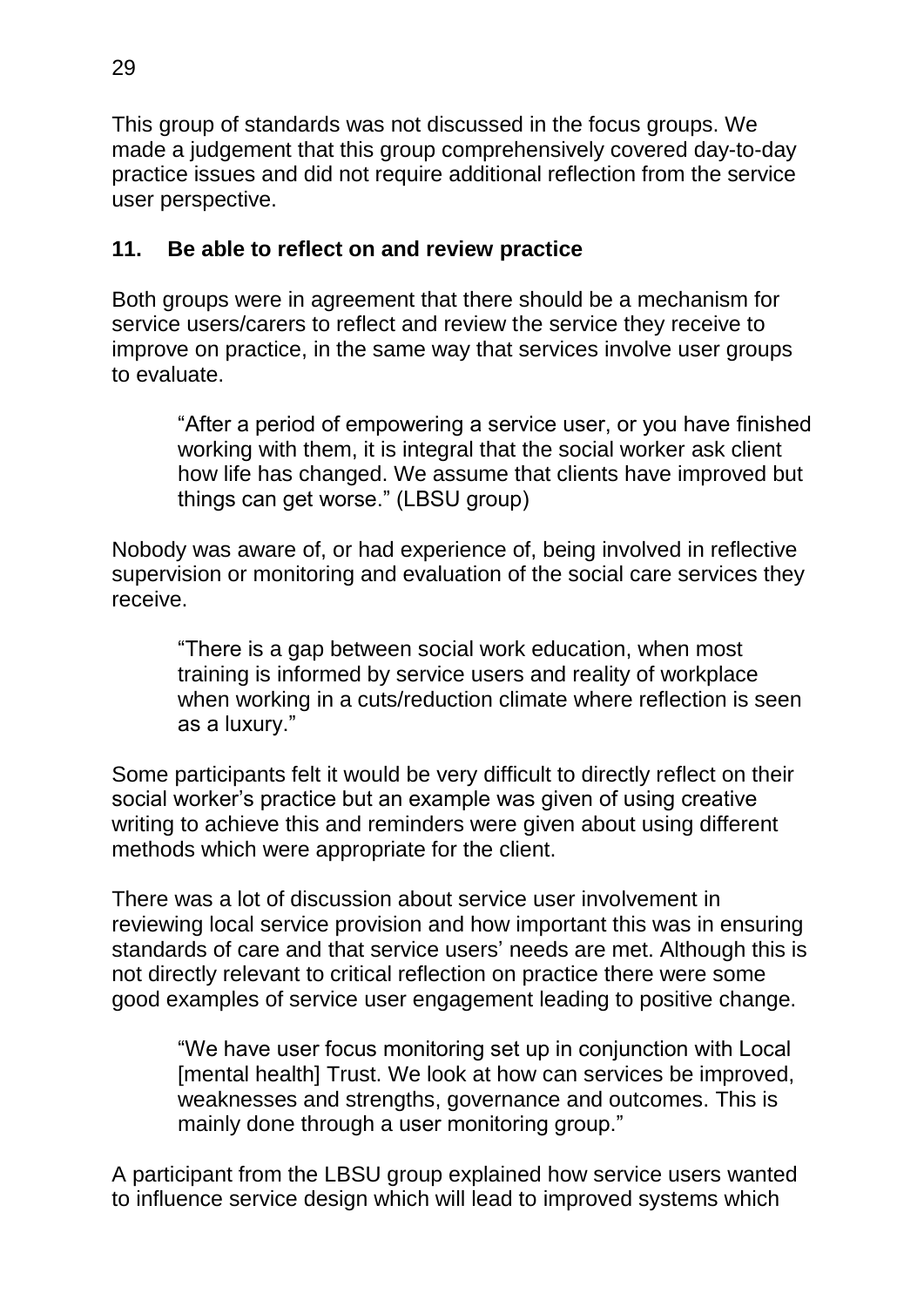This group of standards was not discussed in the focus groups. We made a judgement that this group comprehensively covered day-to-day practice issues and did not require additional reflection from the service user perspective.

## 11. Be able to reflect on and review practice

Both groups were in agreement that there should be a mechanism for service users/carers to reflect and review the service they receive to improve on practice, in the same way that services involve user groups to evaluate.

> "After a period of empowering a service user, or you have finished working with them, it is integral that the social worker ask client how life has changed. We assume that clients have improved but things can get worse." (LBSU group)

Nobody was aware of, or had experience of, being involved in reflective supervision or monitoring and evaluation of the social care services they receive.

> "There is a gap between social work education, when most training is informed by service users and reality of workplace when working in a cuts/reduction climate where reflection is seen as a luxury."

Some participants felt it would be very difficult to directly reflect on their social worker's practice but an example was given of using creative writing to achieve this and reminders were given about using different methods which were appropriate for the client.

There was a lot of discussion about service user involvement in reviewing local service provision and how important this was in ensuring standards of care and that service users' needs are met. Although this is not directly relevant to critical reflection on practice there were some good examples of service user engagement leading to positive change.

> "We have user focus monitoring set up in conjunction with Local [mental health] Trust. We look at how can services be improved, weaknesses and strengths, governance and outcomes. This is mainly done through a user monitoring group."

A participant from the LBSU group explained how service users wanted to influence service design which will lead to improved systems which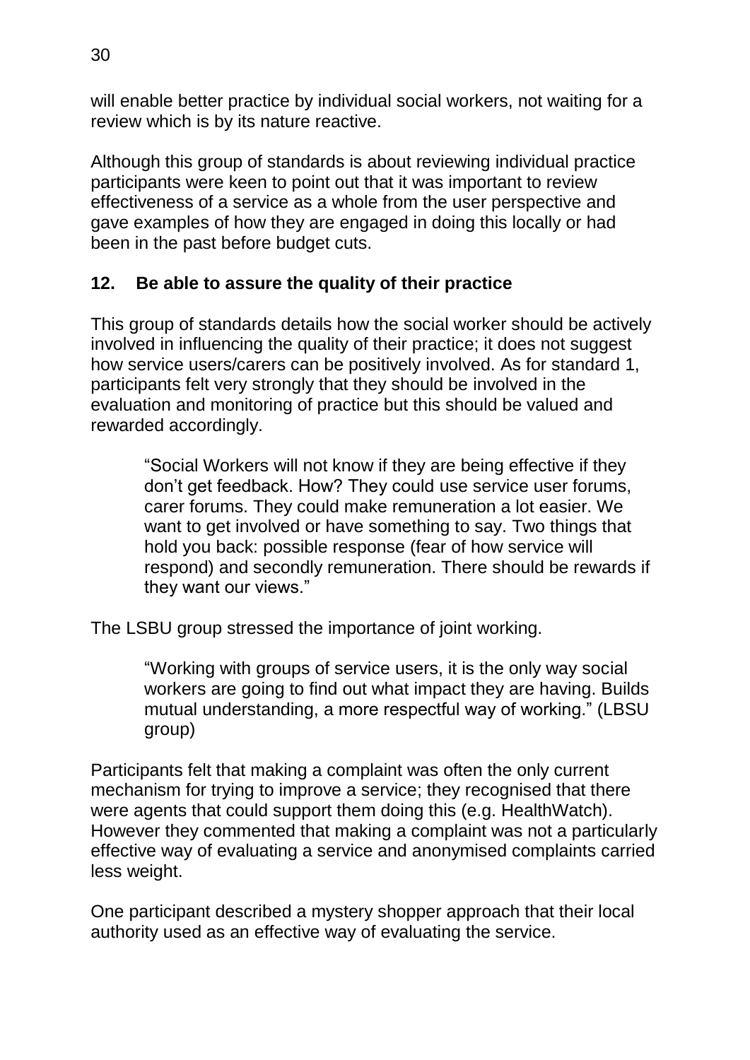will enable better practice by individual social workers, not waiting for a review which is by its nature reactive.

Although this group of standards is about reviewing individual practice participants were keen to point out that it was important to review effectiveness of a service as a whole from the user perspective and gave examples of how they are engaged in doing this locally or had been in the past before budget cuts.

## 12. Be able to assure the quality of their practice

This group of standards details how the social worker should be actively involved in influencing the quality of their practice; it does not suggest how service users/carers can be positively involved. As for standard 1, participants felt very strongly that they should be involved in the evaluation and monitoring of practice but this should be valued and rewarded accordingly.

> "Social Workers will not know if they are being effective if they don't get feedback. How? They could use service user forums, carer forums. They could make remuneration a lot easier. We want to get involved or have something to say. Two things that hold you back: possible response (fear of how service will respond) and secondly remuneration. There should be rewards if they want our views."

The LSBU group stressed the importance of joint working.

> "Working with groups of service users, it is the only way social workers are going to find out what impact they are having. Builds mutual understanding, a more respectful way of working." (LBSU group)

Participants felt that making a complaint was often the only current mechanism for trying to improve a service; they recognised that there were agents that could support them doing this (e.g. HealthWatch). However they commented that making a complaint was not a particularly effective way of evaluating a service and anonymised complaints carried less weight.

One participant described a mystery shopper approach that their local authority used as an effective way of evaluating the service.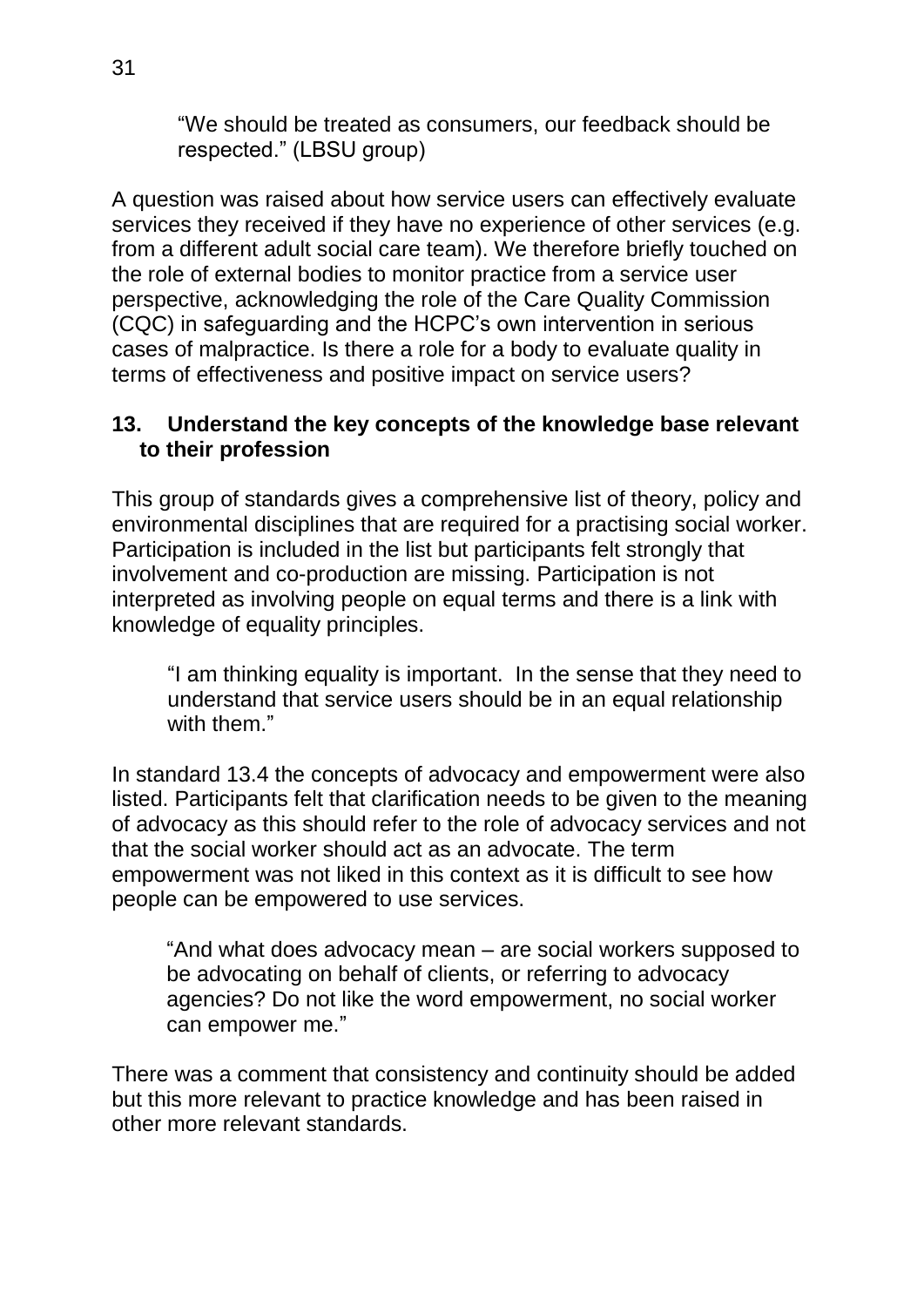> "We should be treated as consumers, our feedback should be respected." (LBSU group)

A question was raised about how service users can effectively evaluate services they received if they have no experience of other services (e.g. from a different adult social care team). We therefore briefly touched on the role of external bodies to monitor practice from a service user perspective, acknowledging the role of the Care Quality Commission (CQC) in safeguarding and the HCPC's own intervention in serious cases of malpractice. Is there a role for a body to evaluate quality in terms of effectiveness and positive impact on service users?

## 13. Understand the key concepts of the knowledge base relevant to their profession

This group of standards gives a comprehensive list of theory, policy and environmental disciplines that are required for a practising social worker. Participation is included in the list but participants felt strongly that involvement and co-production are missing. Participation is not interpreted as involving people on equal terms and there is a link with knowledge of equality principles.

> "I am thinking equality is important. In the sense that they need to understand that service users should be in an equal relationship with them."

In standard 13.4 the concepts of advocacy and empowerment were also listed. Participants felt that clarification needs to be given to the meaning of advocacy as this should refer to the role of advocacy services and not that the social worker should act as an advocate. The term empowerment was not liked in this context as it is difficult to see how people can be empowered to use services.

> "And what does advocacy mean – are social workers supposed to be advocating on behalf of clients, or referring to advocacy agencies? Do not like the word empowerment, no social worker can empower me."

There was a comment that consistency and continuity should be added but this more relevant to practice knowledge and has been raised in other more relevant standards.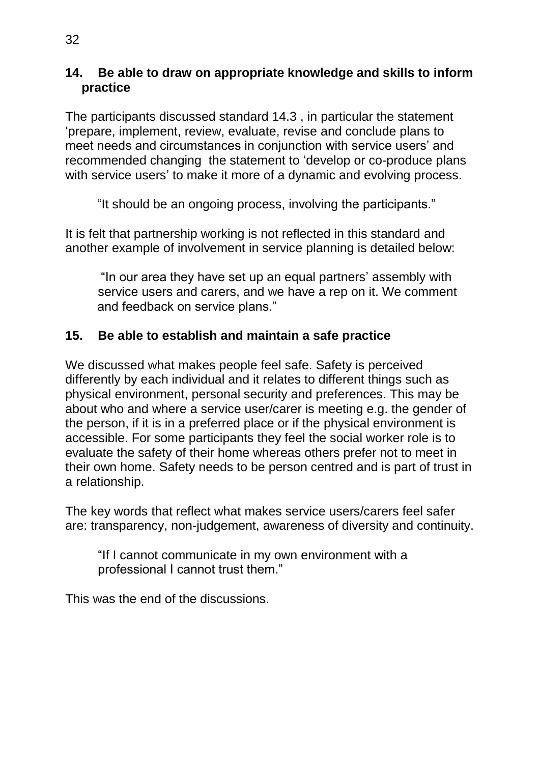## 14. Be able to draw on appropriate knowledge and skills to inform practice

The participants discussed standard 14.3 , in particular the statement 'prepare, implement, review, evaluate, revise and conclude plans to meet needs and circumstances in conjunction with service users' and recommended changing the statement to 'develop or co-produce plans with service users' to make it more of a dynamic and evolving process.

> "It should be an ongoing process, involving the participants."

It is felt that partnership working is not reflected in this standard and another example of involvement in service planning is detailed below:

> "In our area they have set up an equal partners' assembly with service users and carers, and we have a rep on it. We comment and feedback on service plans."

## 15. Be able to establish and maintain a safe practice

We discussed what makes people feel safe. Safety is perceived differently by each individual and it relates to different things such as physical environment, personal security and preferences. This may be about who and where a service user/carer is meeting e.g. the gender of the person, if it is in a preferred place or if the physical environment is accessible. For some participants they feel the social worker role is to evaluate the safety of their home whereas others prefer not to meet in their own home. Safety needs to be person centred and is part of trust in a relationship.

The key words that reflect what makes service users/carers feel safer are: transparency, non-judgement, awareness of diversity and continuity.

> "If I cannot communicate in my own environment with a professional I cannot trust them."

This was the end of the discussions.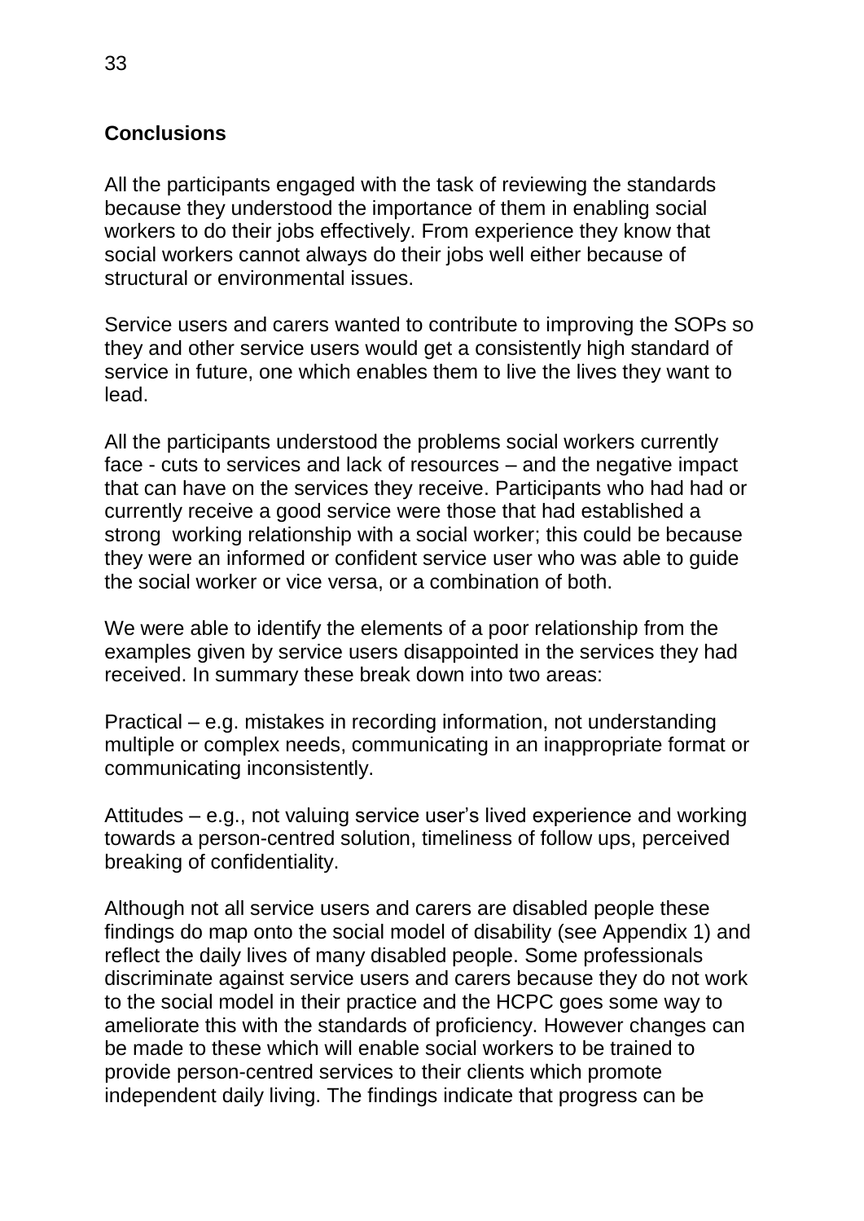## Conclusions

All the participants engaged with the task of reviewing the standards because they understood the importance of them in enabling social workers to do their jobs effectively. From experience they know that social workers cannot always do their jobs well either because of structural or environmental issues.

Service users and carers wanted to contribute to improving the SOPs so they and other service users would get a consistently high standard of service in future, one which enables them to live the lives they want to lead.

All the participants understood the problems social workers currently face - cuts to services and lack of resources – and the negative impact that can have on the services they receive. Participants who had had or currently receive a good service were those that had established a strong working relationship with a social worker; this could be because they were an informed or confident service user who was able to guide the social worker or vice versa, or a combination of both.

We were able to identify the elements of a poor relationship from the examples given by service users disappointed in the services they had received. In summary these break down into two areas:

Practical – e.g. mistakes in recording information, not understanding multiple or complex needs, communicating in an inappropriate format or communicating inconsistently.

Attitudes – e.g., not valuing service user's lived experience and working towards a person-centred solution, timeliness of follow ups, perceived breaking of confidentiality.

Although not all service users and carers are disabled people these findings do map onto the social model of disability (see Appendix 1) and reflect the daily lives of many disabled people. Some professionals discriminate against service users and carers because they do not work to the social model in their practice and the HCPC goes some way to ameliorate this with the standards of proficiency. However changes can be made to these which will enable social workers to be trained to provide person-centred services to their clients which promote independent daily living. The findings indicate that progress can be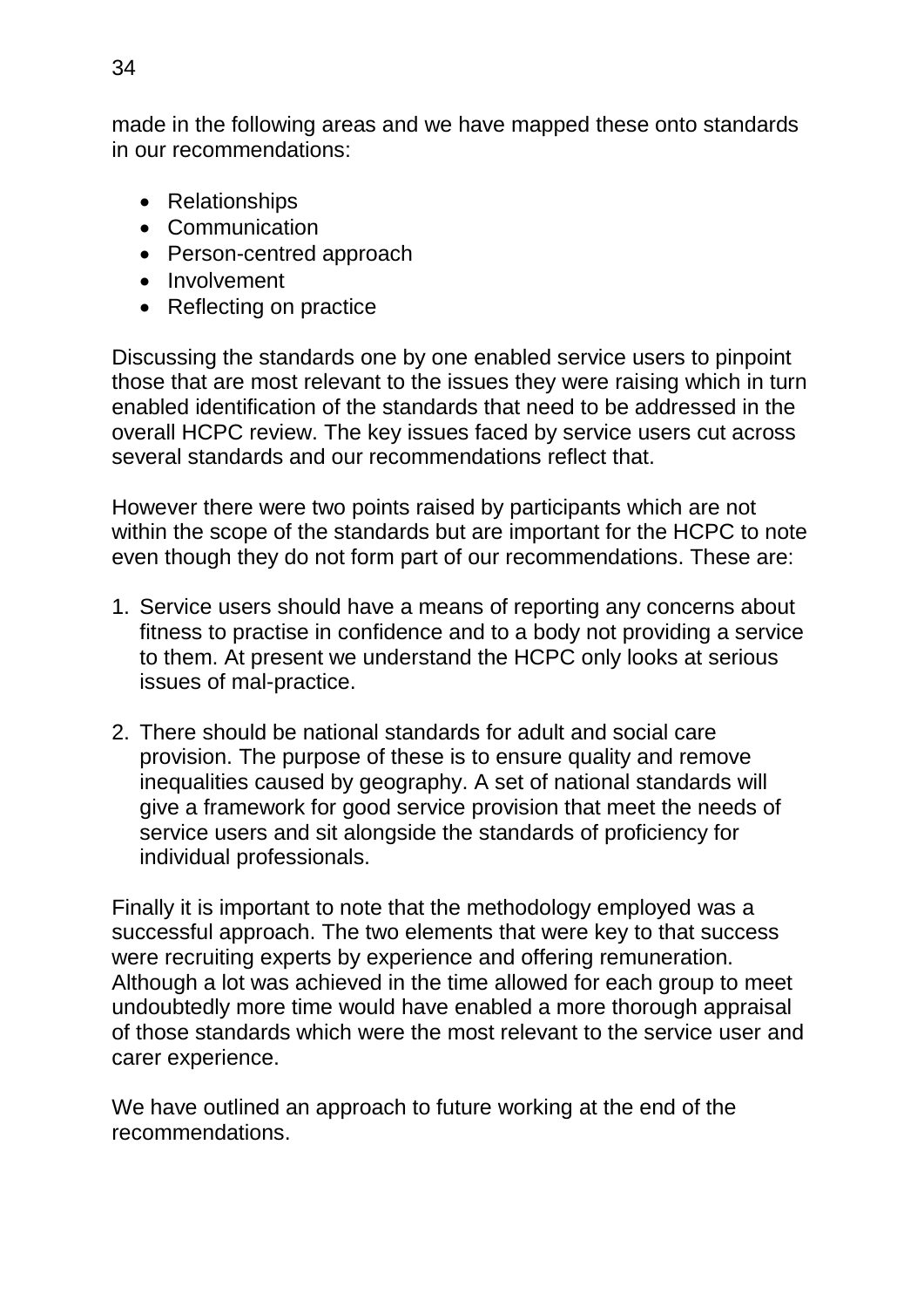made in the following areas and we have mapped these onto standards in our recommendations:

- Relationships
- Communication
- Person-centred approach
- Involvement
- Reflecting on practice

Discussing the standards one by one enabled service users to pinpoint those that are most relevant to the issues they were raising which in turn enabled identification of the standards that need to be addressed in the overall HCPC review. The key issues faced by service users cut across several standards and our recommendations reflect that.

However there were two points raised by participants which are not within the scope of the standards but are important for the HCPC to note even though they do not form part of our recommendations. These are:

1. Service users should have a means of reporting any concerns about fitness to practise in confidence and to a body not providing a service to them. At present we understand the HCPC only looks at serious issues of mal-practice.

2. There should be national standards for adult and social care provision. The purpose of these is to ensure quality and remove inequalities caused by geography. A set of national standards will give a framework for good service provision that meet the needs of service users and sit alongside the standards of proficiency for individual professionals.

Finally it is important to note that the methodology employed was a successful approach. The two elements that were key to that success were recruiting experts by experience and offering remuneration. Although a lot was achieved in the time allowed for each group to meet undoubtedly more time would have enabled a more thorough appraisal of those standards which were the most relevant to the service user and carer experience.

We have outlined an approach to future working at the end of the recommendations.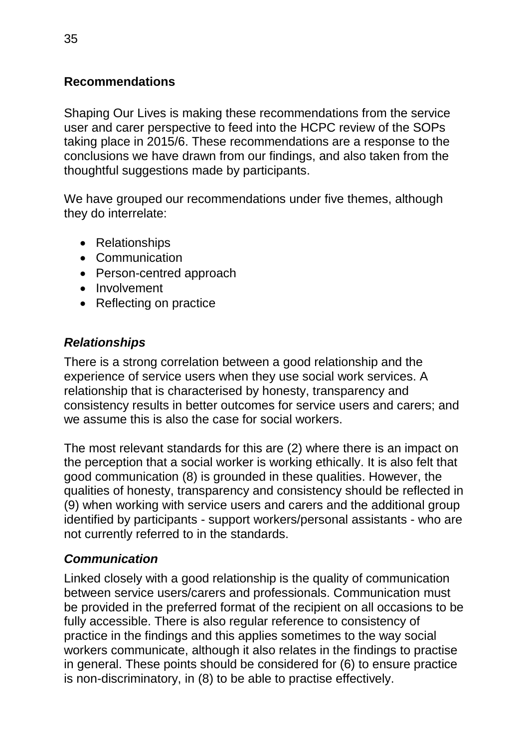## Recommendations

Shaping Our Lives is making these recommendations from the service user and carer perspective to feed into the HCPC review of the SOPs taking place in 2015/6. These recommendations are a response to the conclusions we have drawn from our findings, and also taken from the thoughtful suggestions made by participants.

We have grouped our recommendations under five themes, although they do interrelate:

- Relationships
- Communication
- Person-centred approach
- Involvement
- Reflecting on practice

### *Relationships*

There is a strong correlation between a good relationship and the experience of service users when they use social work services. A relationship that is characterised by honesty, transparency and consistency results in better outcomes for service users and carers; and we assume this is also the case for social workers.

The most relevant standards for this are (2) where there is an impact on the perception that a social worker is working ethically. It is also felt that good communication (8) is grounded in these qualities. However, the qualities of honesty, transparency and consistency should be reflected in (9) when working with service users and carers and the additional group identified by participants - support workers/personal assistants - who are not currently referred to in the standards.

### *Communication*

Linked closely with a good relationship is the quality of communication between service users/carers and professionals. Communication must be provided in the preferred format of the recipient on all occasions to be fully accessible. There is also regular reference to consistency of practice in the findings and this applies sometimes to the way social workers communicate, although it also relates in the findings to practise in general. These points should be considered for (6) to ensure practice is non-discriminatory, in (8) to be able to practise effectively.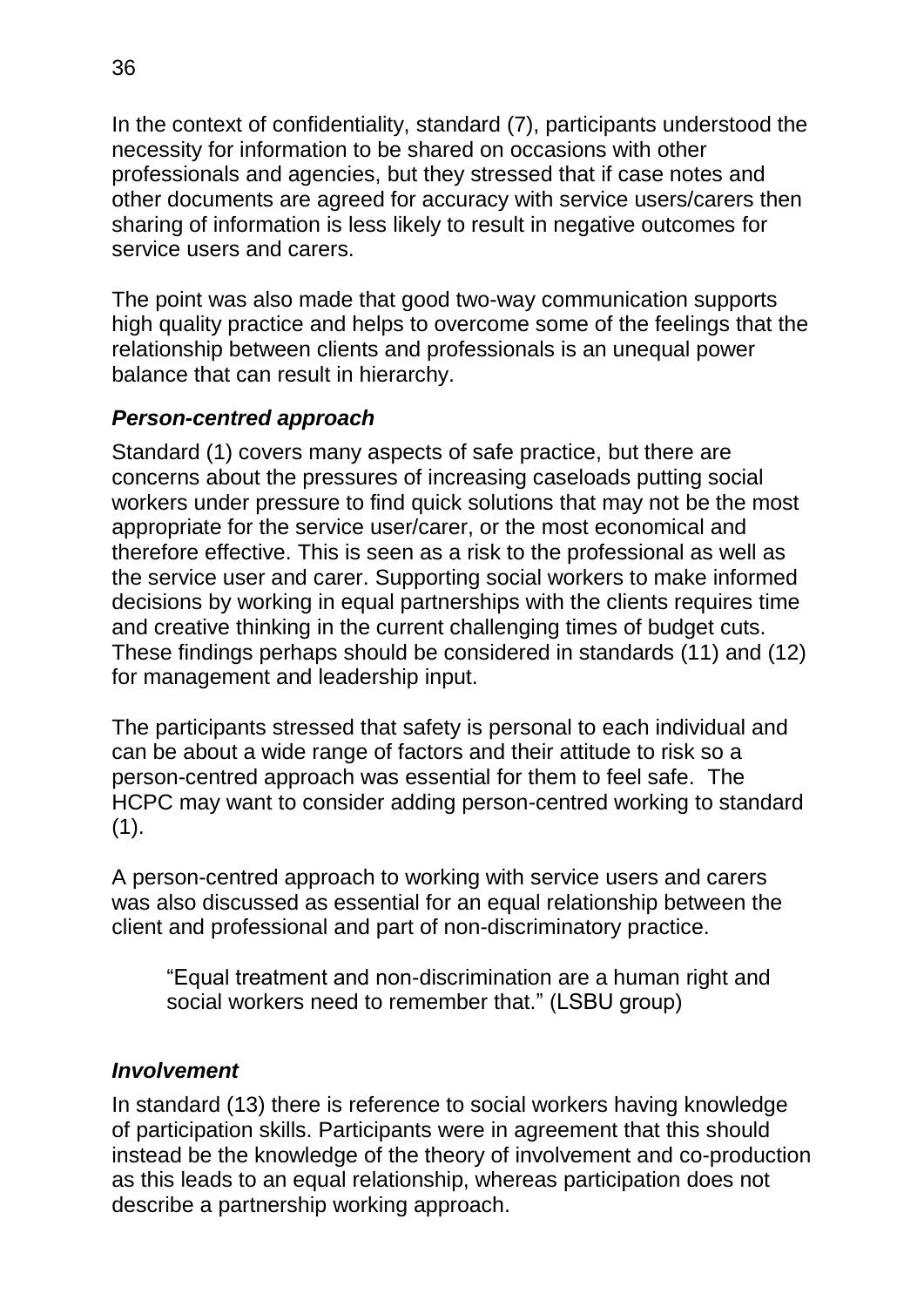In the context of confidentiality, standard (7), participants understood the necessity for information to be shared on occasions with other professionals and agencies, but they stressed that if case notes and other documents are agreed for accuracy with service users/carers then sharing of information is less likely to result in negative outcomes for service users and carers.

The point was also made that good two-way communication supports high quality practice and helps to overcome some of the feelings that the relationship between clients and professionals is an unequal power balance that can result in hierarchy.

### ***Person-centred approach***

Standard (1) covers many aspects of safe practice, but there are concerns about the pressures of increasing caseloads putting social workers under pressure to find quick solutions that may not be the most appropriate for the service user/carer, or the most economical and therefore effective. This is seen as a risk to the professional as well as the service user and carer. Supporting social workers to make informed decisions by working in equal partnerships with the clients requires time and creative thinking in the current challenging times of budget cuts. These findings perhaps should be considered in standards (11) and (12) for management and leadership input.

The participants stressed that safety is personal to each individual and can be about a wide range of factors and their attitude to risk so a person-centred approach was essential for them to feel safe. The HCPC may want to consider adding person-centred working to standard (1).

A person-centred approach to working with service users and carers was also discussed as essential for an equal relationship between the client and professional and part of non-discriminatory practice.

> "Equal treatment and non-discrimination are a human right and social workers need to remember that." (LSBU group)

### ***Involvement***

In standard (13) there is reference to social workers having knowledge of participation skills. Participants were in agreement that this should instead be the knowledge of the theory of involvement and co-production as this leads to an equal relationship, whereas participation does not describe a partnership working approach.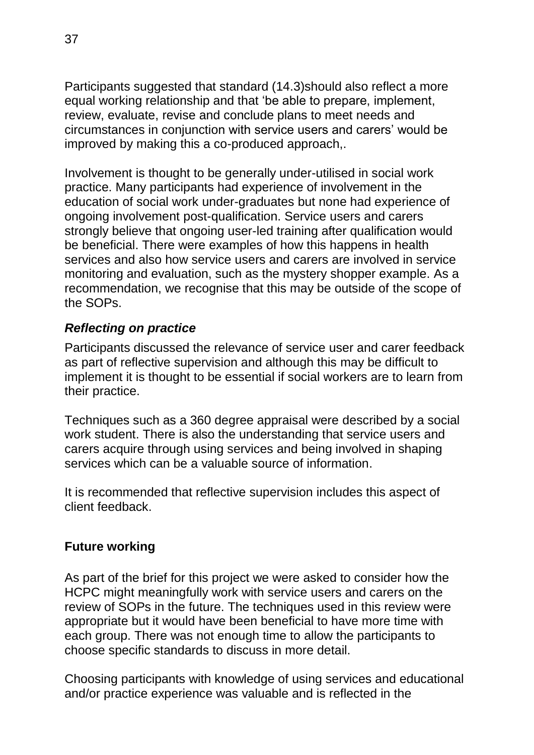Participants suggested that standard (14.3)should also reflect a more equal working relationship and that 'be able to prepare, implement, review, evaluate, revise and conclude plans to meet needs and circumstances in conjunction with service users and carers' would be improved by making this a co-produced approach,.

Involvement is thought to be generally under-utilised in social work practice. Many participants had experience of involvement in the education of social work under-graduates but none had experience of ongoing involvement post-qualification. Service users and carers strongly believe that ongoing user-led training after qualification would be beneficial. There were examples of how this happens in health services and also how service users and carers are involved in service monitoring and evaluation, such as the mystery shopper example. As a recommendation, we recognise that this may be outside of the scope of the SOPs.

### *Reflecting on practice*

Participants discussed the relevance of service user and carer feedback as part of reflective supervision and although this may be difficult to implement it is thought to be essential if social workers are to learn from their practice.

Techniques such as a 360 degree appraisal were described by a social work student. There is also the understanding that service users and carers acquire through using services and being involved in shaping services which can be a valuable source of information.

It is recommended that reflective supervision includes this aspect of client feedback.

## **Future working**

As part of the brief for this project we were asked to consider how the HCPC might meaningfully work with service users and carers on the review of SOPs in the future. The techniques used in this review were appropriate but it would have been beneficial to have more time with each group. There was not enough time to allow the participants to choose specific standards to discuss in more detail.

Choosing participants with knowledge of using services and educational and/or practice experience was valuable and is reflected in the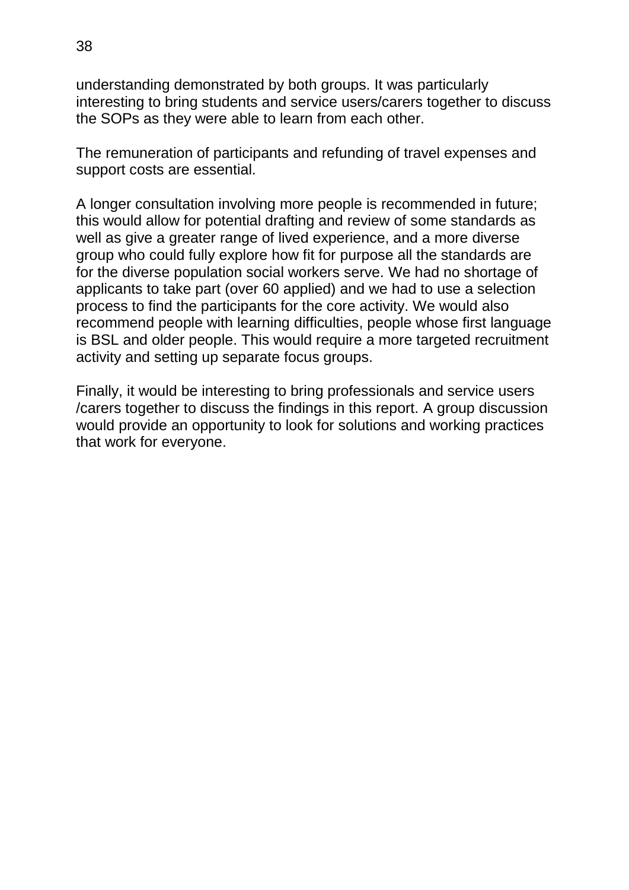understanding demonstrated by both groups. It was particularly interesting to bring students and service users/carers together to discuss the SOPs as they were able to learn from each other.

The remuneration of participants and refunding of travel expenses and support costs are essential.

A longer consultation involving more people is recommended in future; this would allow for potential drafting and review of some standards as well as give a greater range of lived experience, and a more diverse group who could fully explore how fit for purpose all the standards are for the diverse population social workers serve. We had no shortage of applicants to take part (over 60 applied) and we had to use a selection process to find the participants for the core activity. We would also recommend people with learning difficulties, people whose first language is BSL and older people. This would require a more targeted recruitment activity and setting up separate focus groups.

Finally, it would be interesting to bring professionals and service users /carers together to discuss the findings in this report. A group discussion would provide an opportunity to look for solutions and working practices that work for everyone.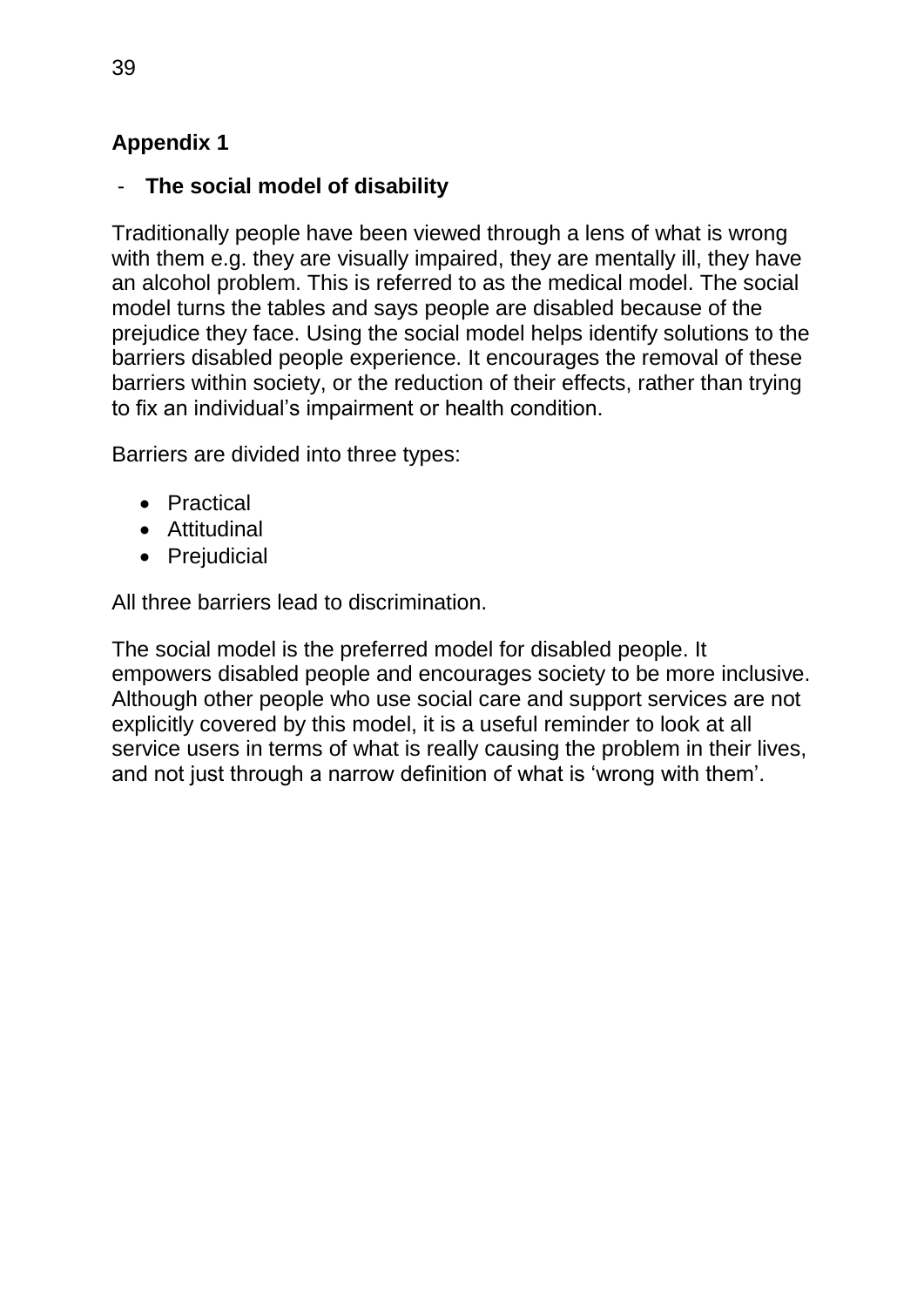## Appendix 1

- **The social model of disability**

Traditionally people have been viewed through a lens of what is wrong with them e.g. they are visually impaired, they are mentally ill, they have an alcohol problem. This is referred to as the medical model. The social model turns the tables and says people are disabled because of the prejudice they face. Using the social model helps identify solutions to the barriers disabled people experience. It encourages the removal of these barriers within society, or the reduction of their effects, rather than trying to fix an individual's impairment or health condition.

Barriers are divided into three types:

- Practical
- Attitudinal
- Prejudicial

All three barriers lead to discrimination.

The social model is the preferred model for disabled people. It empowers disabled people and encourages society to be more inclusive. Although other people who use social care and support services are not explicitly covered by this model, it is a useful reminder to look at all service users in terms of what is really causing the problem in their lives, and not just through a narrow definition of what is 'wrong with them'.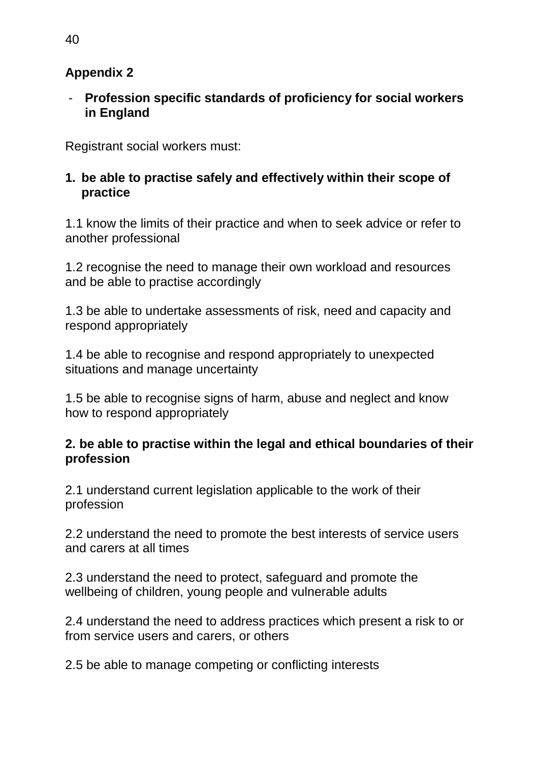## Appendix 2

- **Profession specific standards of proficiency for social workers in England**

Registrant social workers must:

### 1. be able to practise safely and effectively within their scope of practice

1.1 know the limits of their practice and when to seek advice or refer to another professional

1.2 recognise the need to manage their own workload and resources and be able to practise accordingly

1.3 be able to undertake assessments of risk, need and capacity and respond appropriately

1.4 be able to recognise and respond appropriately to unexpected situations and manage uncertainty

1.5 be able to recognise signs of harm, abuse and neglect and know how to respond appropriately

### 2. be able to practise within the legal and ethical boundaries of their profession

2.1 understand current legislation applicable to the work of their profession

2.2 understand the need to promote the best interests of service users and carers at all times

2.3 understand the need to protect, safeguard and promote the wellbeing of children, young people and vulnerable adults

2.4 understand the need to address practices which present a risk to or from service users and carers, or others

2.5 be able to manage competing or conflicting interests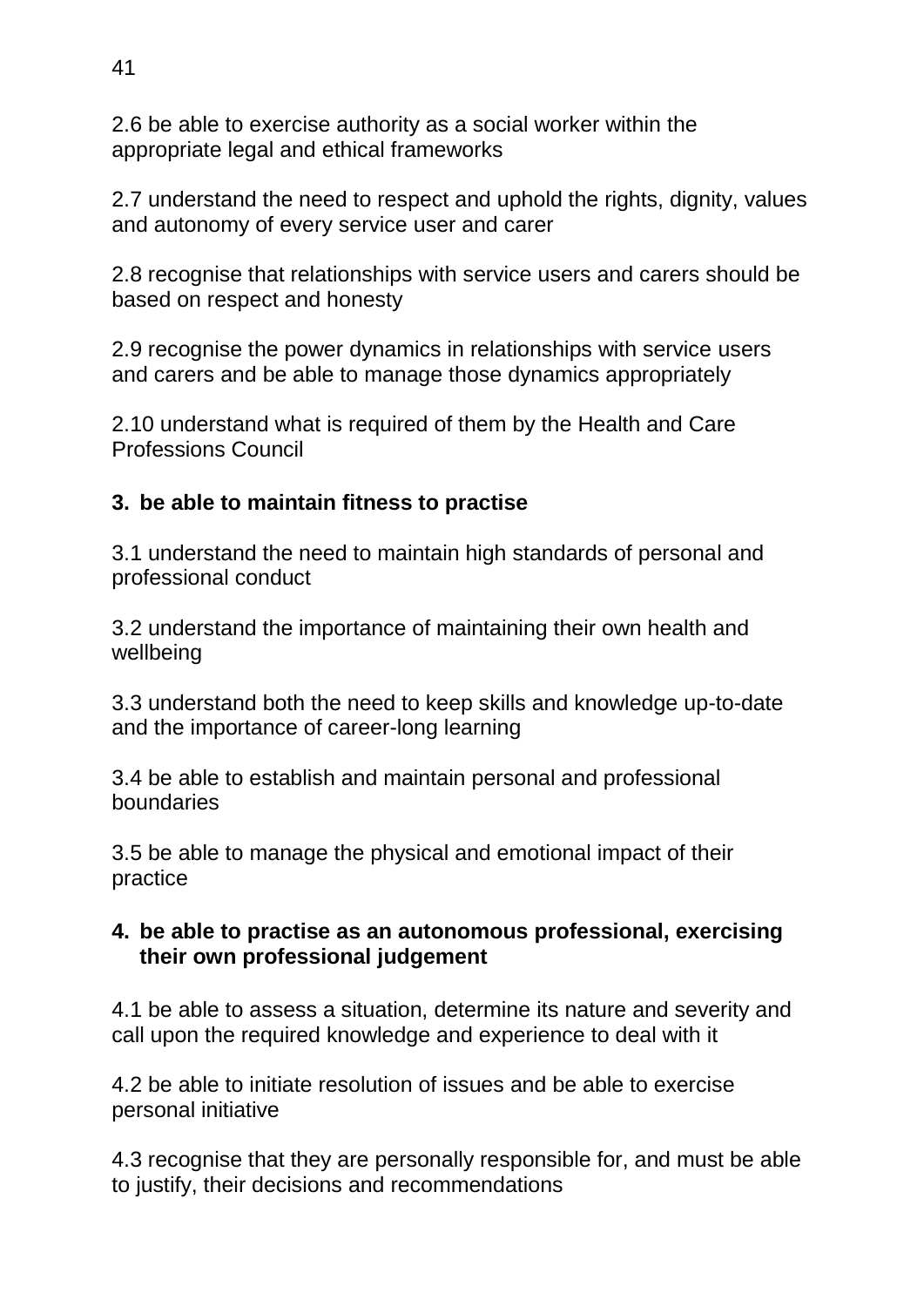2.6 be able to exercise authority as a social worker within the appropriate legal and ethical frameworks

2.7 understand the need to respect and uphold the rights, dignity, values and autonomy of every service user and carer

2.8 recognise that relationships with service users and carers should be based on respect and honesty

2.9 recognise the power dynamics in relationships with service users and carers and be able to manage those dynamics appropriately

2.10 understand what is required of them by the Health and Care Professions Council

**3. be able to maintain fitness to practise**

3.1 understand the need to maintain high standards of personal and professional conduct

3.2 understand the importance of maintaining their own health and wellbeing

3.3 understand both the need to keep skills and knowledge up-to-date and the importance of career-long learning

3.4 be able to establish and maintain personal and professional boundaries

3.5 be able to manage the physical and emotional impact of their practice

**4. be able to practise as an autonomous professional, exercising their own professional judgement**

4.1 be able to assess a situation, determine its nature and severity and call upon the required knowledge and experience to deal with it

4.2 be able to initiate resolution of issues and be able to exercise personal initiative

4.3 recognise that they are personally responsible for, and must be able to justify, their decisions and recommendations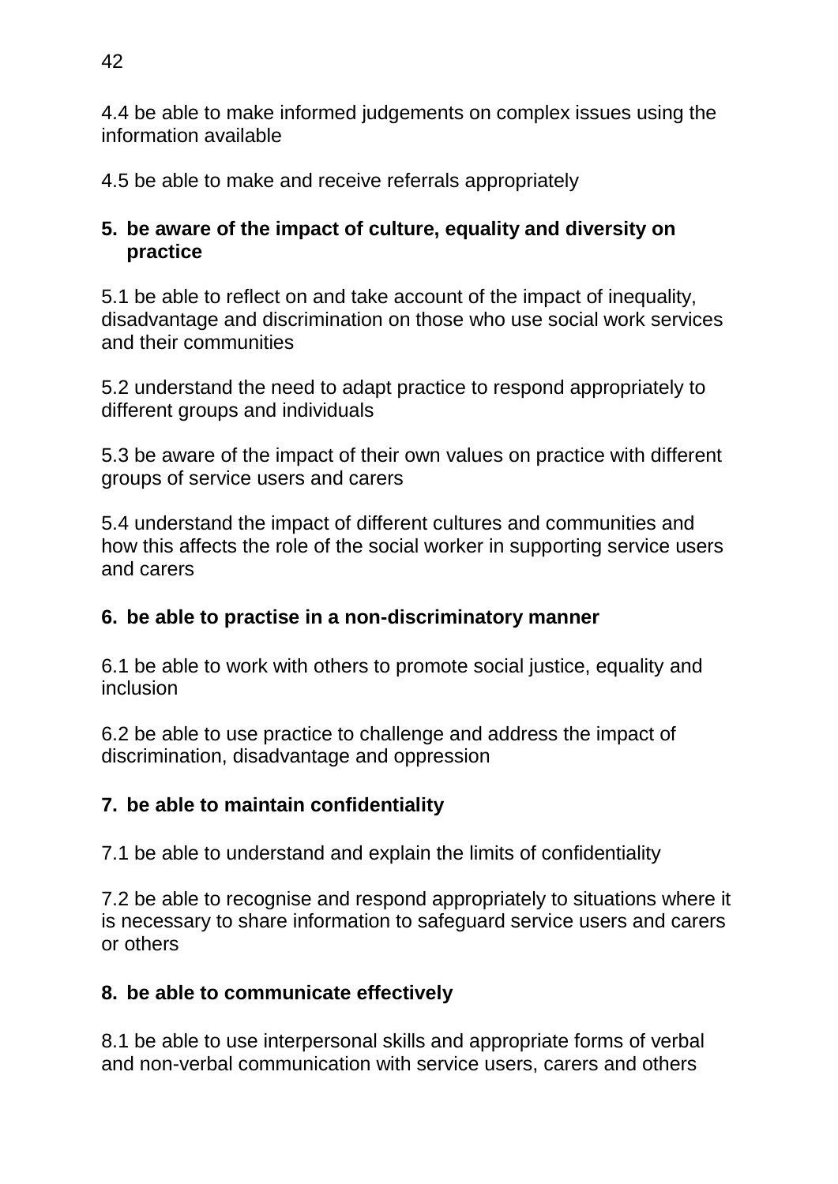4.4 be able to make informed judgements on complex issues using the information available

4.5 be able to make and receive referrals appropriately

**5. be aware of the impact of culture, equality and diversity on practice**

5.1 be able to reflect on and take account of the impact of inequality, disadvantage and discrimination on those who use social work services and their communities

5.2 understand the need to adapt practice to respond appropriately to different groups and individuals

5.3 be aware of the impact of their own values on practice with different groups of service users and carers

5.4 understand the impact of different cultures and communities and how this affects the role of the social worker in supporting service users and carers

**6. be able to practise in a non-discriminatory manner**

6.1 be able to work with others to promote social justice, equality and inclusion

6.2 be able to use practice to challenge and address the impact of discrimination, disadvantage and oppression

**7. be able to maintain confidentiality**

7.1 be able to understand and explain the limits of confidentiality

7.2 be able to recognise and respond appropriately to situations where it is necessary to share information to safeguard service users and carers or others

**8. be able to communicate effectively**

8.1 be able to use interpersonal skills and appropriate forms of verbal and non-verbal communication with service users, carers and others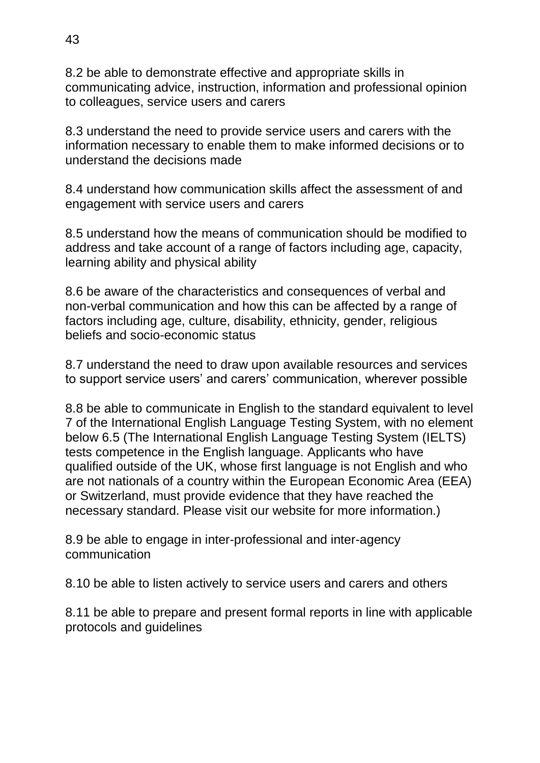8.2 be able to demonstrate effective and appropriate skills in communicating advice, instruction, information and professional opinion to colleagues, service users and carers

8.3 understand the need to provide service users and carers with the information necessary to enable them to make informed decisions or to understand the decisions made

8.4 understand how communication skills affect the assessment of and engagement with service users and carers

8.5 understand how the means of communication should be modified to address and take account of a range of factors including age, capacity, learning ability and physical ability

8.6 be aware of the characteristics and consequences of verbal and non-verbal communication and how this can be affected by a range of factors including age, culture, disability, ethnicity, gender, religious beliefs and socio-economic status

8.7 understand the need to draw upon available resources and services to support service users' and carers' communication, wherever possible

8.8 be able to communicate in English to the standard equivalent to level 7 of the International English Language Testing System, with no element below 6.5 (The International English Language Testing System (IELTS) tests competence in the English language. Applicants who have qualified outside of the UK, whose first language is not English and who are not nationals of a country within the European Economic Area (EEA) or Switzerland, must provide evidence that they have reached the necessary standard. Please visit our website for more information.)

8.9 be able to engage in inter-professional and inter-agency communication

8.10 be able to listen actively to service users and carers and others

8.11 be able to prepare and present formal reports in line with applicable protocols and guidelines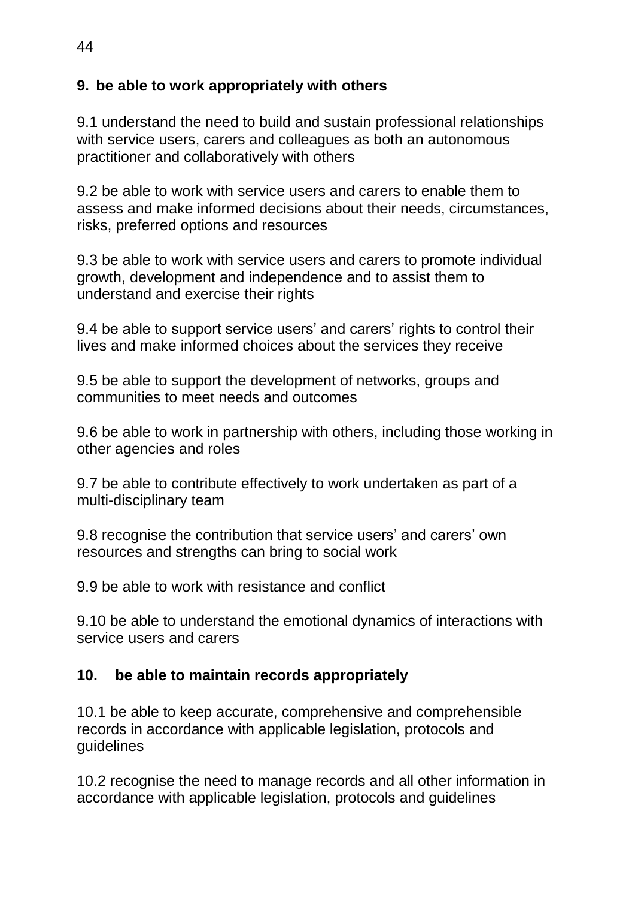## 9. be able to work appropriately with others

9.1 understand the need to build and sustain professional relationships with service users, carers and colleagues as both an autonomous practitioner and collaboratively with others

9.2 be able to work with service users and carers to enable them to assess and make informed decisions about their needs, circumstances, risks, preferred options and resources

9.3 be able to work with service users and carers to promote individual growth, development and independence and to assist them to understand and exercise their rights

9.4 be able to support service users' and carers' rights to control their lives and make informed choices about the services they receive

9.5 be able to support the development of networks, groups and communities to meet needs and outcomes

9.6 be able to work in partnership with others, including those working in other agencies and roles

9.7 be able to contribute effectively to work undertaken as part of a multi-disciplinary team

9.8 recognise the contribution that service users' and carers' own resources and strengths can bring to social work

9.9 be able to work with resistance and conflict

9.10 be able to understand the emotional dynamics of interactions with service users and carers

## 10. be able to maintain records appropriately

10.1 be able to keep accurate, comprehensive and comprehensible records in accordance with applicable legislation, protocols and guidelines

10.2 recognise the need to manage records and all other information in accordance with applicable legislation, protocols and guidelines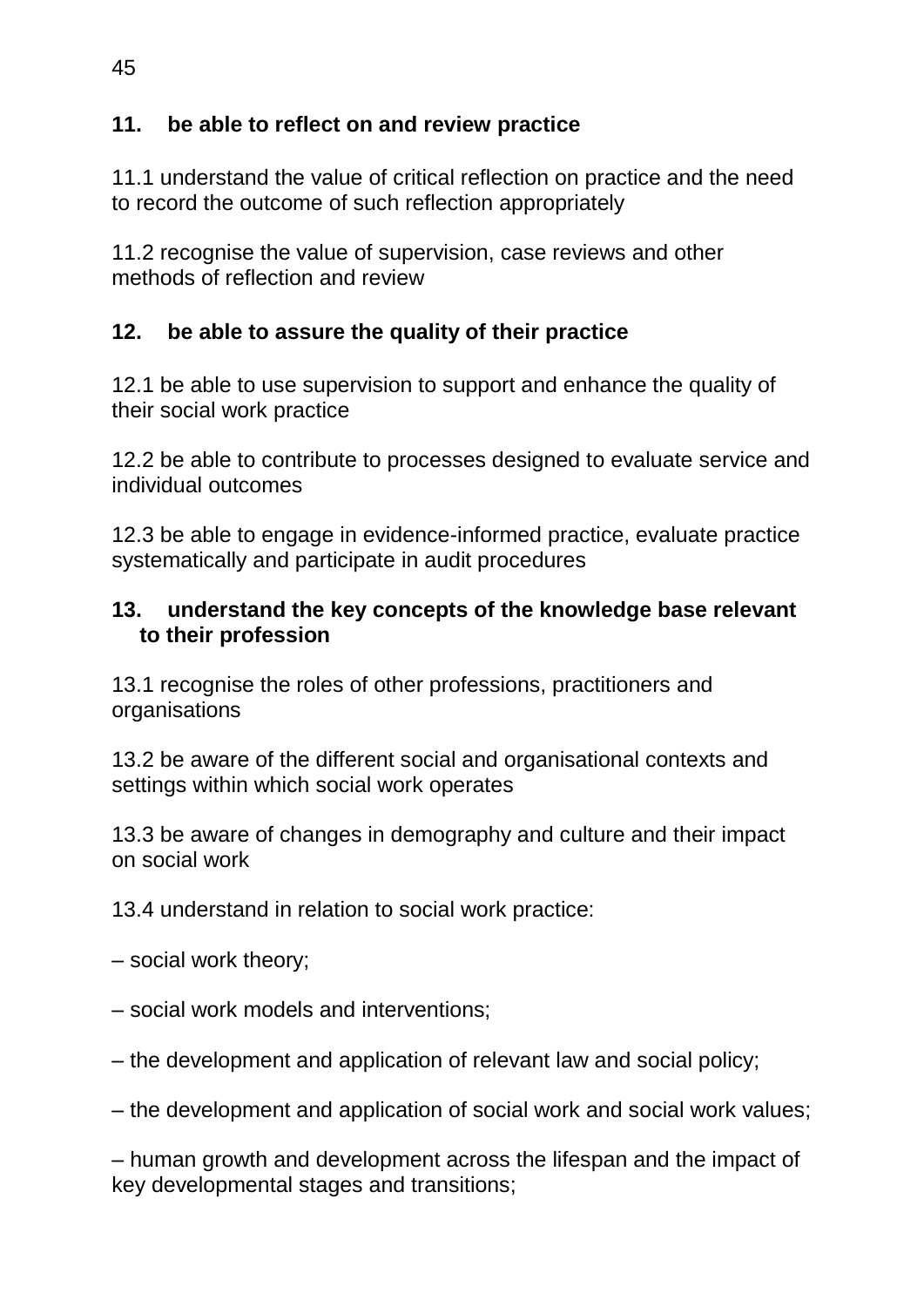**11. be able to reflect on and review practice**

11.1 understand the value of critical reflection on practice and the need to record the outcome of such reflection appropriately

11.2 recognise the value of supervision, case reviews and other methods of reflection and review

**12. be able to assure the quality of their practice**

12.1 be able to use supervision to support and enhance the quality of their social work practice

12.2 be able to contribute to processes designed to evaluate service and individual outcomes

12.3 be able to engage in evidence-informed practice, evaluate practice systematically and participate in audit procedures

**13. understand the key concepts of the knowledge base relevant to their profession**

13.1 recognise the roles of other professions, practitioners and organisations

13.2 be aware of the different social and organisational contexts and settings within which social work operates

13.3 be aware of changes in demography and culture and their impact on social work

13.4 understand in relation to social work practice:

– social work theory;

– social work models and interventions;

– the development and application of relevant law and social policy;

– the development and application of social work and social work values;

– human growth and development across the lifespan and the impact of key developmental stages and transitions;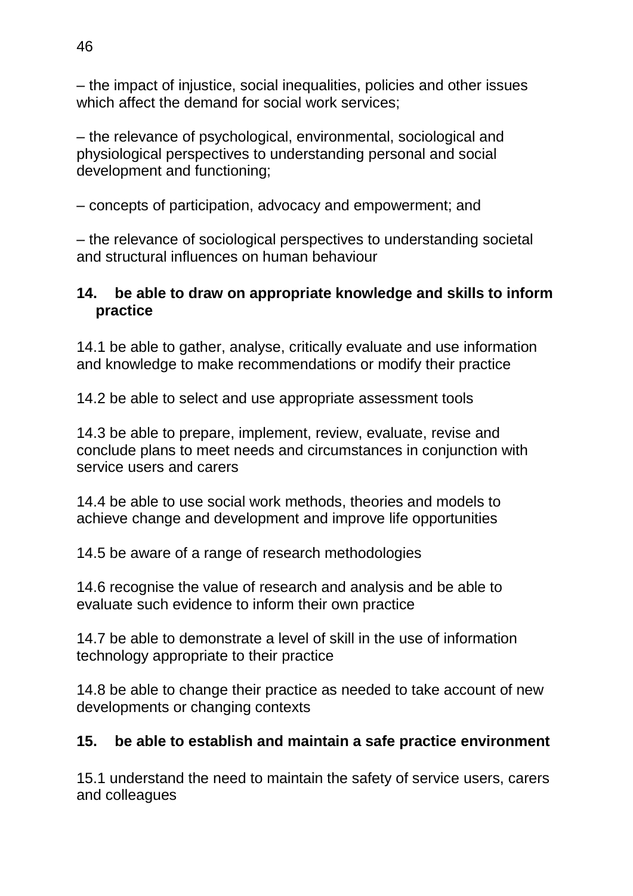– the impact of injustice, social inequalities, policies and other issues which affect the demand for social work services;

– the relevance of psychological, environmental, sociological and physiological perspectives to understanding personal and social development and functioning;

– concepts of participation, advocacy and empowerment; and

– the relevance of sociological perspectives to understanding societal and structural influences on human behaviour

**14. be able to draw on appropriate knowledge and skills to inform practice**

14.1 be able to gather, analyse, critically evaluate and use information and knowledge to make recommendations or modify their practice

14.2 be able to select and use appropriate assessment tools

14.3 be able to prepare, implement, review, evaluate, revise and conclude plans to meet needs and circumstances in conjunction with service users and carers

14.4 be able to use social work methods, theories and models to achieve change and development and improve life opportunities

14.5 be aware of a range of research methodologies

14.6 recognise the value of research and analysis and be able to evaluate such evidence to inform their own practice

14.7 be able to demonstrate a level of skill in the use of information technology appropriate to their practice

14.8 be able to change their practice as needed to take account of new developments or changing contexts

**15. be able to establish and maintain a safe practice environment**

15.1 understand the need to maintain the safety of service users, carers and colleagues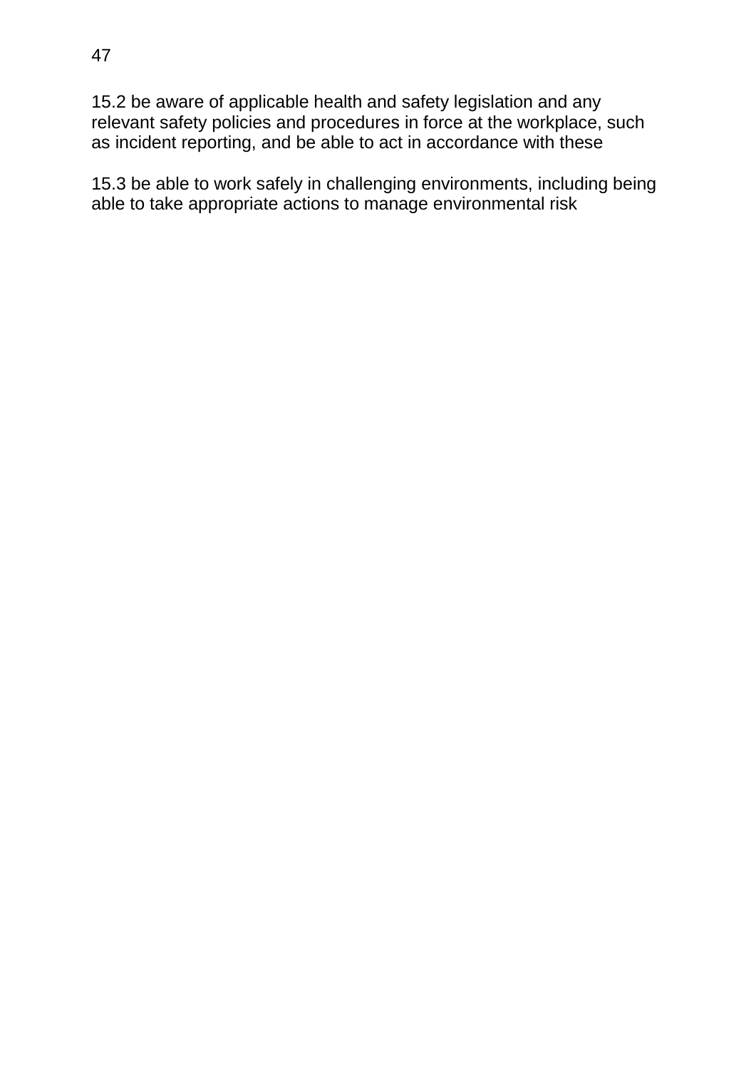15.2 be aware of applicable health and safety legislation and any relevant safety policies and procedures in force at the workplace, such as incident reporting, and be able to act in accordance with these

15.3 be able to work safely in challenging environments, including being able to take appropriate actions to manage environmental risk